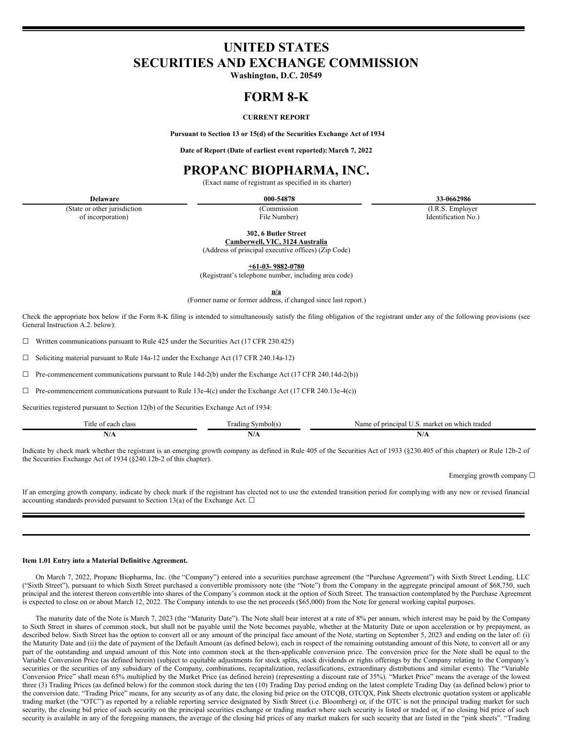# UNITED STATES
# SECURITIES AND EXCHANGE COMMISSION

**Washington, D.C. 20549**

# FORM 8-K

**CURRENT REPORT**

**Pursuant to Section 13 or 15(d) of the Securities Exchange Act of 1934**

**Date of Report (Date of earliest event reported): March 7, 2022**

# PROPANC BIOPHARMA, INC.

(Exact name of registrant as specified in its charter)

| Delaware | 000-54878 | 33-0662986 |
|---|---|---|
| (State or other jurisdiction of incorporation) | (Commission File Number) | (I.R.S. Employer Identification No.) |

**302, 6 Butler Street**
**Camberwell, VIC, 3124 Australia**
(Address of principal executive offices) (Zip Code)

**+61-03- 9882-0780**
(Registrant's telephone number, including area code)

**n/a**
(Former name or former address, if changed since last report.)

Check the appropriate box below if the Form 8-K filing is intended to simultaneously satisfy the filing obligation of the registrant under any of the following provisions (see General Instruction A.2. below):

☐ Written communications pursuant to Rule 425 under the Securities Act (17 CFR 230.425)

☐ Soliciting material pursuant to Rule 14a-12 under the Exchange Act (17 CFR 240.14a-12)

☐ Pre-commencement communications pursuant to Rule 14d-2(b) under the Exchange Act (17 CFR 240.14d-2(b))

☐ Pre-commencement communications pursuant to Rule 13e-4(c) under the Exchange Act (17 CFR 240.13e-4(c))

Securities registered pursuant to Section 12(b) of the Securities Exchange Act of 1934:

| Title of each class | Trading Symbol(s) | Name of principal U.S. market on which traded |
|---|---|---|
| N/A | N/A | N/A |

Indicate by check mark whether the registrant is an emerging growth company as defined in Rule 405 of the Securities Act of 1933 (§230.405 of this chapter) or Rule 12b-2 of the Securities Exchange Act of 1934 (§240.12b-2 of this chapter).

Emerging growth company ☐

If an emerging growth company, indicate by check mark if the registrant has elected not to use the extended transition period for complying with any new or revised financial accounting standards provided pursuant to Section 13(a) of the Exchange Act. ☐

**Item 1.01 Entry into a Material Definitive Agreement.**

On March 7, 2022, Propanc Biopharma, Inc. (the "Company") entered into a securities purchase agreement (the "Purchase Agreement") with Sixth Street Lending, LLC ("Sixth Street"), pursuant to which Sixth Street purchased a convertible promissory note (the "Note") from the Company in the aggregate principal amount of $68,750, such principal and the interest thereon convertible into shares of the Company's common stock at the option of Sixth Street. The transaction contemplated by the Purchase Agreement is expected to close on or about March 12, 2022. The Company intends to use the net proceeds ($65,000) from the Note for general working capital purposes.

The maturity date of the Note is March 7, 2023 (the "Maturity Date"). The Note shall bear interest at a rate of 8% per annum, which interest may be paid by the Company to Sixth Street in shares of common stock, but shall not be payable until the Note becomes payable, whether at the Maturity Date or upon acceleration or by prepayment, as described below. Sixth Street has the option to convert all or any amount of the principal face amount of the Note, starting on September 5, 2023 and ending on the later of: (i) the Maturity Date and (ii) the date of payment of the Default Amount (as defined below), each in respect of the remaining outstanding amount of this Note, to convert all or any part of the outstanding and unpaid amount of this Note into common stock at the then-applicable conversion price. The conversion price for the Note shall be equal to the Variable Conversion Price (as defined herein) (subject to equitable adjustments for stock splits, stock dividends or rights offerings by the Company relating to the Company's securities or the securities of any subsidiary of the Company, combinations, recapitalization, reclassifications, extraordinary distributions and similar events). The "Variable Conversion Price" shall mean 65% multiplied by the Market Price (as defined herein) (representing a discount rate of 35%). "Market Price" means the average of the lowest three (3) Trading Prices (as defined below) for the common stock during the ten (10) Trading Day period ending on the latest complete Trading Day (as defined below) prior to the conversion date. "Trading Price" means, for any security as of any date, the closing bid price on the OTCQB, OTCQX, Pink Sheets electronic quotation system or applicable trading market (the "OTC") as reported by a reliable reporting service designated by Sixth Street (i.e. Bloomberg) or, if the OTC is not the principal trading market for such security, the closing bid price of such security on the principal securities exchange or trading market where such security is listed or traded or, if no closing bid price of such security is available in any of the foregoing manners, the average of the closing bid prices of any market makers for such security that are listed in the "pink sheets". "Trading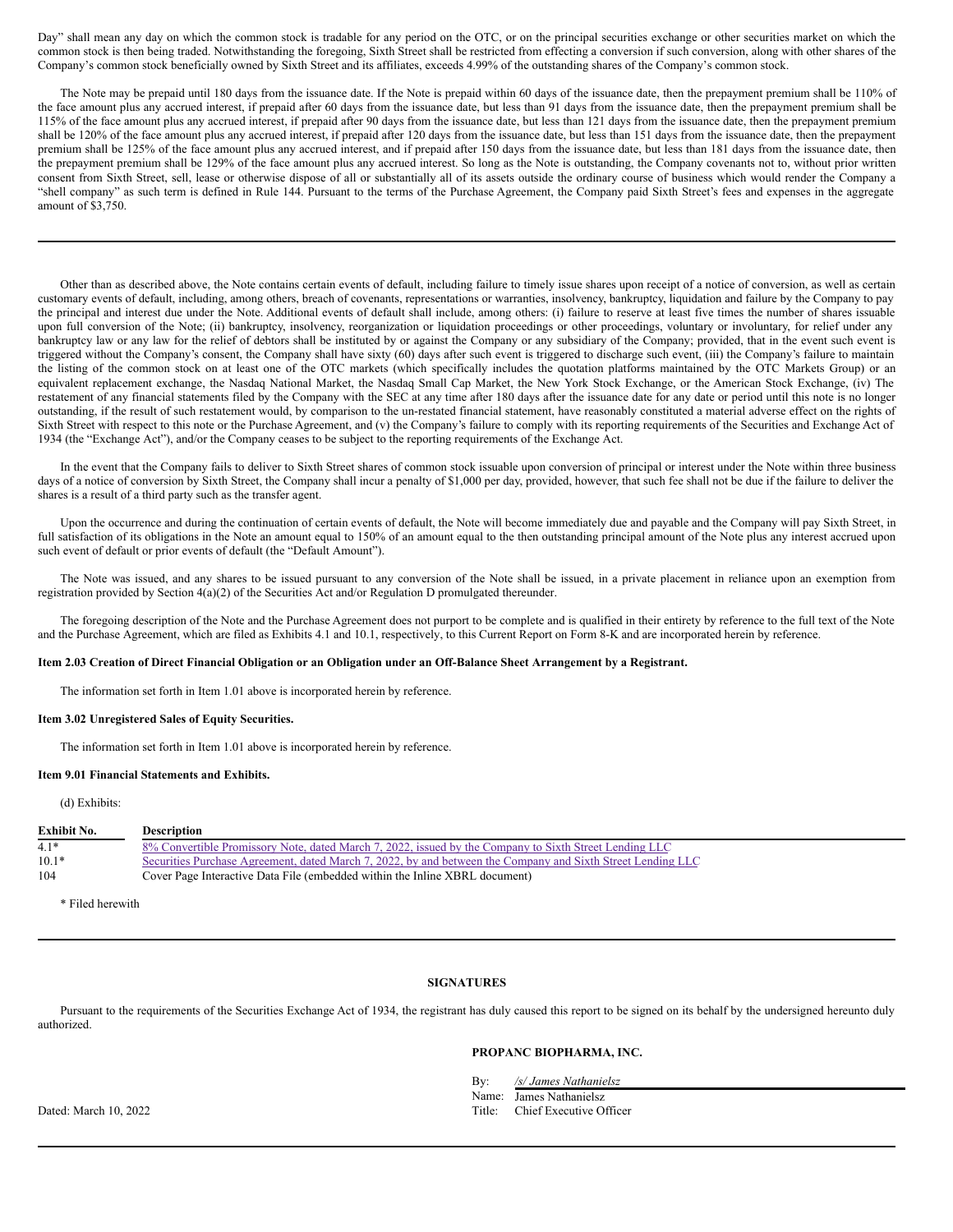Day" shall mean any day on which the common stock is tradable for any period on the OTC, or on the principal securities exchange or other securities market on which the common stock is then being traded. Notwithstanding the foregoing, Sixth Street shall be restricted from effecting a conversion if such conversion, along with other shares of the Company's common stock beneficially owned by Sixth Street and its affiliates, exceeds 4.99% of the outstanding shares of the Company's common stock.

The Note may be prepaid until 180 days from the issuance date. If the Note is prepaid within 60 days of the issuance date, then the prepayment premium shall be 110% of the face amount plus any accrued interest, if prepaid after 60 days from the issuance date, but less than 91 days from the issuance date, then the prepayment premium shall be 115% of the face amount plus any accrued interest, if prepaid after 90 days from the issuance date, but less than 121 days from the issuance date, then the prepayment premium shall be 120% of the face amount plus any accrued interest, if prepaid after 120 days from the issuance date, but less than 151 days from the issuance date, then the prepayment premium shall be 125% of the face amount plus any accrued interest, and if prepaid after 150 days from the issuance date, but less than 181 days from the issuance date, then the prepayment premium shall be 129% of the face amount plus any accrued interest. So long as the Note is outstanding, the Company covenants not to, without prior written consent from Sixth Street, sell, lease or otherwise dispose of all or substantially all of its assets outside the ordinary course of business which would render the Company a "shell company" as such term is defined in Rule 144. Pursuant to the terms of the Purchase Agreement, the Company paid Sixth Street's fees and expenses in the aggregate amount of $3,750.

---

Other than as described above, the Note contains certain events of default, including failure to timely issue shares upon receipt of a notice of conversion, as well as certain customary events of default, including, among others, breach of covenants, representations or warranties, insolvency, bankruptcy, liquidation and failure by the Company to pay the principal and interest due under the Note. Additional events of default shall include, among others: (i) failure to reserve at least five times the number of shares issuable upon full conversion of the Note; (ii) bankruptcy, insolvency, reorganization or liquidation proceedings or other proceedings, voluntary or involuntary, for relief under any bankruptcy law or any law for the relief of debtors shall be instituted by or against the Company or any subsidiary of the Company; provided, that in the event such event is triggered without the Company's consent, the Company shall have sixty (60) days after such event is triggered to discharge such event, (iii) the Company's failure to maintain the listing of the common stock on at least one of the OTC markets (which specifically includes the quotation platforms maintained by the OTC Markets Group) or an equivalent replacement exchange, the Nasdaq National Market, the Nasdaq Small Cap Market, the New York Stock Exchange, or the American Stock Exchange, (iv) The restatement of any financial statements filed by the Company with the SEC at any time after 180 days after the issuance date for any date or period until this note is no longer outstanding, if the result of such restatement would, by comparison to the un-restated financial statement, have reasonably constituted a material adverse effect on the rights of Sixth Street with respect to this note or the Purchase Agreement, and (v) the Company's failure to comply with its reporting requirements of the Securities and Exchange Act of 1934 (the "Exchange Act"), and/or the Company ceases to be subject to the reporting requirements of the Exchange Act.

In the event that the Company fails to deliver to Sixth Street shares of common stock issuable upon conversion of principal or interest under the Note within three business days of a notice of conversion by Sixth Street, the Company shall incur a penalty of $1,000 per day, provided, however, that such fee shall not be due if the failure to deliver the shares is a result of a third party such as the transfer agent.

Upon the occurrence and during the continuation of certain events of default, the Note will become immediately due and payable and the Company will pay Sixth Street, in full satisfaction of its obligations in the Note an amount equal to 150% of an amount equal to the then outstanding principal amount of the Note plus any interest accrued upon such event of default or prior events of default (the "Default Amount").

The Note was issued, and any shares to be issued pursuant to any conversion of the Note shall be issued, in a private placement in reliance upon an exemption from registration provided by Section 4(a)(2) of the Securities Act and/or Regulation D promulgated thereunder.

The foregoing description of the Note and the Purchase Agreement does not purport to be complete and is qualified in their entirety by reference to the full text of the Note and the Purchase Agreement, which are filed as Exhibits 4.1 and 10.1, respectively, to this Current Report on Form 8-K and are incorporated herein by reference.

**Item 2.03 Creation of Direct Financial Obligation or an Obligation under an Off-Balance Sheet Arrangement by a Registrant.**

The information set forth in Item 1.01 above is incorporated herein by reference.

**Item 3.02 Unregistered Sales of Equity Securities.**

The information set forth in Item 1.01 above is incorporated herein by reference.

**Item 9.01 Financial Statements and Exhibits.**

(d) Exhibits:

| Exhibit No. | Description |
|---|---|
| 4.1* | 8% Convertible Promissory Note, dated March 7, 2022, issued by the Company to Sixth Street Lending LLC |
| 10.1* | Securities Purchase Agreement, dated March 7, 2022, by and between the Company and Sixth Street Lending LLC |
| 104 | Cover Page Interactive Data File (embedded within the Inline XBRL document) |

\* Filed herewith

---

**SIGNATURES**

Pursuant to the requirements of the Securities Exchange Act of 1934, the registrant has duly caused this report to be signed on its behalf by the undersigned hereunto duly authorized.

**PROPANC BIOPHARMA, INC.**

By: */s/ James Nathanielsz*
Name: James Nathanielsz
Title: Chief Executive Officer

Dated: March 10, 2022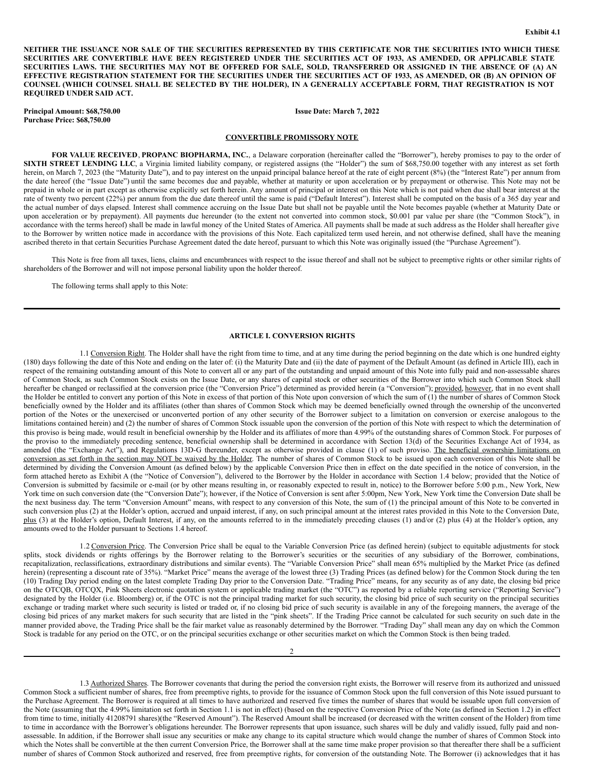**Exhibit 4.1**

**NEITHER THE ISSUANCE NOR SALE OF THE SECURITIES REPRESENTED BY THIS CERTIFICATE NOR THE SECURITIES INTO WHICH THESE SECURITIES ARE CONVERTIBLE HAVE BEEN REGISTERED UNDER THE SECURITIES ACT OF 1933, AS AMENDED, OR APPLICABLE STATE SECURITIES LAWS. THE SECURITIES MAY NOT BE OFFERED FOR SALE, SOLD, TRANSFERRED OR ASSIGNED IN THE ABSENCE OF (A) AN EFFECTIVE REGISTRATION STATEMENT FOR THE SECURITIES UNDER THE SECURITIES ACT OF 1933, AS AMENDED, OR (B) AN OPINION OF COUNSEL (WHICH COUNSEL SHALL BE SELECTED BY THE HOLDER), IN A GENERALLY ACCEPTABLE FORM, THAT REGISTRATION IS NOT REQUIRED UNDER SAID ACT.**

**Principal Amount: $68,750.00** **Issue Date: March 7, 2022**
**Purchase Price: $68,750.00**

**CONVERTIBLE PROMISSORY NOTE**

**FOR VALUE RECEIVED**, **PROPANC BIOPHARMA, INC.**, a Delaware corporation (hereinafter called the "Borrower"), hereby promises to pay to the order of **SIXTH STREET LENDING LLC**, a Virginia limited liability company, or registered assigns (the "Holder") the sum of $68,750.00 together with any interest as set forth herein, on March 7, 2023 (the "Maturity Date"), and to pay interest on the unpaid principal balance hereof at the rate of eight percent (8%) (the "Interest Rate") per annum from the date hereof (the "Issue Date") until the same becomes due and payable, whether at maturity or upon acceleration or by prepayment or otherwise. This Note may not be prepaid in whole or in part except as otherwise explicitly set forth herein. Any amount of principal or interest on this Note which is not paid when due shall bear interest at the rate of twenty two percent (22%) per annum from the due date thereof until the same is paid ("Default Interest"). Interest shall be computed on the basis of a 365 day year and the actual number of days elapsed. Interest shall commence accruing on the Issue Date but shall not be payable until the Note becomes payable (whether at Maturity Date or upon acceleration or by prepayment). All payments due hereunder (to the extent not converted into common stock, $0.001 par value per share (the "Common Stock"), in accordance with the terms hereof) shall be made in lawful money of the United States of America. All payments shall be made at such address as the Holder shall hereafter give to the Borrower by written notice made in accordance with the provisions of this Note. Each capitalized term used herein, and not otherwise defined, shall have the meaning ascribed thereto in that certain Securities Purchase Agreement dated the date hereof, pursuant to which this Note was originally issued (the "Purchase Agreement").

This Note is free from all taxes, liens, claims and encumbrances with respect to the issue thereof and shall not be subject to preemptive rights or other similar rights of shareholders of the Borrower and will not impose personal liability upon the holder thereof.

The following terms shall apply to this Note:

---

## ARTICLE I. CONVERSION RIGHTS

1.1 Conversion Right. The Holder shall have the right from time to time, and at any time during the period beginning on the date which is one hundred eighty (180) days following the date of this Note and ending on the later of: (i) the Maturity Date and (ii) the date of payment of the Default Amount (as defined in Article III), each in respect of the remaining outstanding amount of this Note to convert all or any part of the outstanding and unpaid amount of this Note into fully paid and non-assessable shares of Common Stock, as such Common Stock exists on the Issue Date, or any shares of capital stock or other securities of the Borrower into which such Common Stock shall hereafter be changed or reclassified at the conversion price (the "Conversion Price") determined as provided herein (a "Conversion"); provided, however, that in no event shall the Holder be entitled to convert any portion of this Note in excess of that portion of this Note upon conversion of which the sum of (1) the number of shares of Common Stock beneficially owned by the Holder and its affiliates (other than shares of Common Stock which may be deemed beneficially owned through the ownership of the unconverted portion of the Notes or the unexercised or unconverted portion of any other security of the Borrower subject to a limitation on conversion or exercise analogous to the limitations contained herein) and (2) the number of shares of Common Stock issuable upon the conversion of the portion of this Note with respect to which the determination of this proviso is being made, would result in beneficial ownership by the Holder and its affiliates of more than 4.99% of the outstanding shares of Common Stock. For purposes of the proviso to the immediately preceding sentence, beneficial ownership shall be determined in accordance with Section 13(d) of the Securities Exchange Act of 1934, as amended (the "Exchange Act"), and Regulations 13D-G thereunder, except as otherwise provided in clause (1) of such proviso. The beneficial ownership limitations on conversion as set forth in the section may NOT be waived by the Holder. The number of shares of Common Stock to be issued upon each conversion of this Note shall be determined by dividing the Conversion Amount (as defined below) by the applicable Conversion Price then in effect on the date specified in the notice of conversion, in the form attached hereto as Exhibit A (the "Notice of Conversion"), delivered to the Borrower by the Holder in accordance with Section 1.4 below; provided that the Notice of Conversion is submitted by facsimile or e-mail (or by other means resulting in, or reasonably expected to result in, notice) to the Borrower before 5:00 p.m., New York, New York time on such conversion date (the "Conversion Date"); however, if the Notice of Conversion is sent after 5:00pm, New York, New York time the Conversion Date shall be the next business day. The term "Conversion Amount" means, with respect to any conversion of this Note, the sum of (1) the principal amount of this Note to be converted in such conversion plus (2) at the Holder's option, accrued and unpaid interest, if any, on such principal amount at the interest rates provided in this Note to the Conversion Date, plus (3) at the Holder's option, Default Interest, if any, on the amounts referred to in the immediately preceding clauses (1) and/or (2) plus (4) at the Holder's option, any amounts owed to the Holder pursuant to Sections 1.4 hereof.

1.2 Conversion Price. The Conversion Price shall be equal to the Variable Conversion Price (as defined herein) (subject to equitable adjustments for stock splits, stock dividends or rights offerings by the Borrower relating to the Borrower's securities or the securities of any subsidiary of the Borrower, combinations, recapitalization, reclassifications, extraordinary distributions and similar events). The "Variable Conversion Price" shall mean 65% multiplied by the Market Price (as defined herein) (representing a discount rate of 35%). "Market Price" means the average of the lowest three (3) Trading Prices (as defined below) for the Common Stock during the ten (10) Trading Day period ending on the latest complete Trading Day prior to the Conversion Date. "Trading Price" means, for any security as of any date, the closing bid price on the OTCQB, OTCQX, Pink Sheets electronic quotation system or applicable trading market (the "OTC") as reported by a reliable reporting service ("Reporting Service") designated by the Holder (i.e. Bloomberg) or, if the OTC is not the principal trading market for such security, the closing bid price of such security on the principal securities exchange or trading market where such security is listed or traded or, if no closing bid price of such security is available in any of the foregoing manners, the average of the closing bid prices of any market makers for such security that are listed in the "pink sheets". If the Trading Price cannot be calculated for such security on such date in the manner provided above, the Trading Price shall be the fair market value as reasonably determined by the Borrower. "Trading Day" shall mean any day on which the Common Stock is tradable for any period on the OTC, or on the principal securities exchange or other securities market on which the Common Stock is then being traded.

---

1.3 Authorized Shares. The Borrower covenants that during the period the conversion right exists, the Borrower will reserve from its authorized and unissued Common Stock a sufficient number of shares, free from preemptive rights, to provide for the issuance of Common Stock upon the full conversion of this Note issued pursuant to the Purchase Agreement. The Borrower is required at all times to have authorized and reserved five times the number of shares that would be issuable upon full conversion of the Note (assuming that the 4.99% limitation set forth in Section 1.1 is not in effect) (based on the respective Conversion Price of the Note (as defined in Section 1.2) in effect from time to time, initially 41208791 shares)(the "Reserved Amount"). The Reserved Amount shall be increased (or decreased with the written consent of the Holder) from time to time in accordance with the Borrower's obligations hereunder. The Borrower represents that upon issuance, such shares will be duly and validly issued, fully paid and non-assessable. In addition, if the Borrower shall issue any securities or make any change to its capital structure which would change the number of shares of Common Stock into which the Notes shall be convertible at the then current Conversion Price, the Borrower shall at the same time make proper provision so that thereafter there shall be a sufficient number of shares of Common Stock authorized and reserved, free from preemptive rights, for conversion of the outstanding Note. The Borrower (i) acknowledges that it has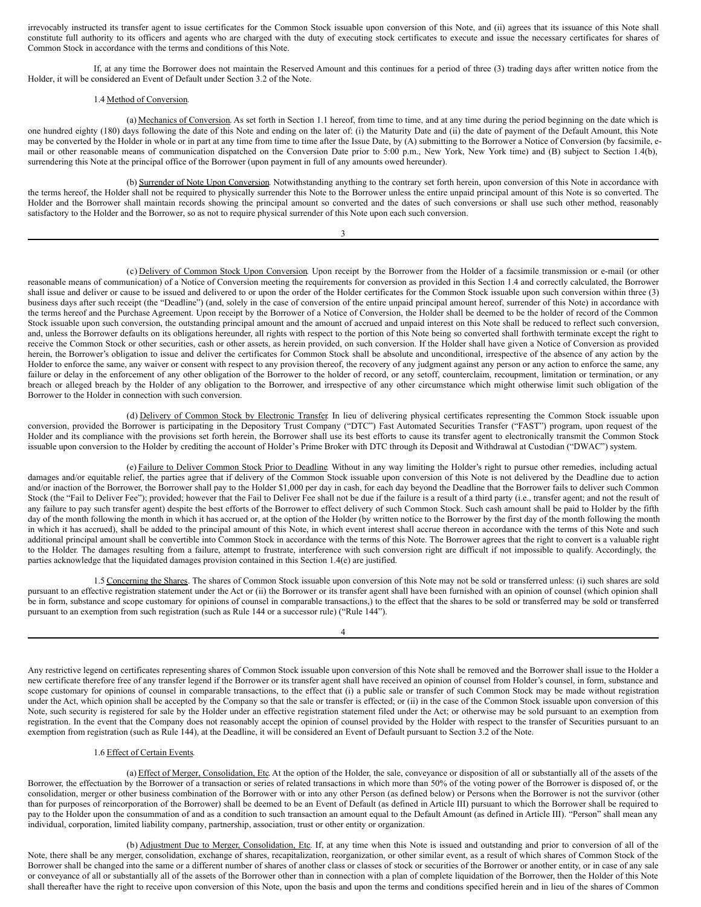irrevocably instructed its transfer agent to issue certificates for the Common Stock issuable upon conversion of this Note, and (ii) agrees that its issuance of this Note shall constitute full authority to its officers and agents who are charged with the duty of executing stock certificates to execute and issue the necessary certificates for shares of Common Stock in accordance with the terms and conditions of this Note.

If, at any time the Borrower does not maintain the Reserved Amount and this continues for a period of three (3) trading days after written notice from the Holder, it will be considered an Event of Default under Section 3.2 of the Note.

1.4 Method of Conversion.

(a) Mechanics of Conversion. As set forth in Section 1.1 hereof, from time to time, and at any time during the period beginning on the date which is one hundred eighty (180) days following the date of this Note and ending on the later of: (i) the Maturity Date and (ii) the date of payment of the Default Amount, this Note may be converted by the Holder in whole or in part at any time from time to time after the Issue Date, by (A) submitting to the Borrower a Notice of Conversion (by facsimile, e-mail or other reasonable means of communication dispatched on the Conversion Date prior to 5:00 p.m., New York, New York time) and (B) subject to Section 1.4(b), surrendering this Note at the principal office of the Borrower (upon payment in full of any amounts owed hereunder).

(b) Surrender of Note Upon Conversion. Notwithstanding anything to the contrary set forth herein, upon conversion of this Note in accordance with the terms hereof, the Holder shall not be required to physically surrender this Note to the Borrower unless the entire unpaid principal amount of this Note is so converted. The Holder and the Borrower shall maintain records showing the principal amount so converted and the dates of such conversions or shall use such other method, reasonably satisfactory to the Holder and the Borrower, so as not to require physical surrender of this Note upon each such conversion.

(c) Delivery of Common Stock Upon Conversion. Upon receipt by the Borrower from the Holder of a facsimile transmission or e-mail (or other reasonable means of communication) of a Notice of Conversion meeting the requirements for conversion as provided in this Section 1.4 and correctly calculated, the Borrower shall issue and deliver or cause to be issued and delivered to or upon the order of the Holder certificates for the Common Stock issuable upon such conversion within three (3) business days after such receipt (the "Deadline") (and, solely in the case of conversion of the entire unpaid principal amount hereof, surrender of this Note) in accordance with the terms hereof and the Purchase Agreement. Upon receipt by the Borrower of a Notice of Conversion, the Holder shall be deemed to be the holder of record of the Common Stock issuable upon such conversion, the outstanding principal amount and the amount of accrued and unpaid interest on this Note shall be reduced to reflect such conversion, and, unless the Borrower defaults on its obligations hereunder, all rights with respect to the portion of this Note being so converted shall forthwith terminate except the right to receive the Common Stock or other securities, cash or other assets, as herein provided, on such conversion. If the Holder shall have given a Notice of Conversion as provided herein, the Borrower's obligation to issue and deliver the certificates for Common Stock shall be absolute and unconditional, irrespective of the absence of any action by the Holder to enforce the same, any waiver or consent with respect to any provision thereof, the recovery of any judgment against any person or any action to enforce the same, any failure or delay in the enforcement of any other obligation of the Borrower to the holder of record, or any setoff, counterclaim, recoupment, limitation or termination, or any breach or alleged breach by the Holder of any obligation to the Borrower, and irrespective of any other circumstance which might otherwise limit such obligation of the Borrower to the Holder in connection with such conversion.

(d) Delivery of Common Stock by Electronic Transfer. In lieu of delivering physical certificates representing the Common Stock issuable upon conversion, provided the Borrower is participating in the Depository Trust Company ("DTC") Fast Automated Securities Transfer ("FAST") program, upon request of the Holder and its compliance with the provisions set forth herein, the Borrower shall use its best efforts to cause its transfer agent to electronically transmit the Common Stock issuable upon conversion to the Holder by crediting the account of Holder's Prime Broker with DTC through its Deposit and Withdrawal at Custodian ("DWAC") system.

(e) Failure to Deliver Common Stock Prior to Deadline. Without in any way limiting the Holder's right to pursue other remedies, including actual damages and/or equitable relief, the parties agree that if delivery of the Common Stock issuable upon conversion of this Note is not delivered by the Deadline due to action and/or inaction of the Borrower, the Borrower shall pay to the Holder $1,000 per day in cash, for each day beyond the Deadline that the Borrower fails to deliver such Common Stock (the "Fail to Deliver Fee"); provided; however that the Fail to Deliver Fee shall not be due if the failure is a result of a third party (i.e., transfer agent; and not the result of any failure to pay such transfer agent) despite the best efforts of the Borrower to effect delivery of such Common Stock. Such cash amount shall be paid to Holder by the fifth day of the month following the month in which it has accrued or, at the option of the Holder (by written notice to the Borrower by the first day of the month following the month in which it has accrued), shall be added to the principal amount of this Note, in which event interest shall accrue thereon in accordance with the terms of this Note and such additional principal amount shall be convertible into Common Stock in accordance with the terms of this Note. The Borrower agrees that the right to convert is a valuable right to the Holder. The damages resulting from a failure, attempt to frustrate, interference with such conversion right are difficult if not impossible to qualify. Accordingly, the parties acknowledge that the liquidated damages provision contained in this Section 1.4(e) are justified.

1.5 Concerning the Shares. The shares of Common Stock issuable upon conversion of this Note may not be sold or transferred unless: (i) such shares are sold pursuant to an effective registration statement under the Act or (ii) the Borrower or its transfer agent shall have been furnished with an opinion of counsel (which opinion shall be in form, substance and scope customary for opinions of counsel in comparable transactions,) to the effect that the shares to be sold or transferred may be sold or transferred pursuant to an exemption from such registration (such as Rule 144 or a successor rule) ("Rule 144").

Any restrictive legend on certificates representing shares of Common Stock issuable upon conversion of this Note shall be removed and the Borrower shall issue to the Holder a new certificate therefore free of any transfer legend if the Borrower or its transfer agent shall have received an opinion of counsel from Holder's counsel, in form, substance and scope customary for opinions of counsel in comparable transactions, to the effect that (i) a public sale or transfer of such Common Stock may be made without registration under the Act, which opinion shall be accepted by the Company so that the sale or transfer is effected; or (ii) in the case of the Common Stock issuable upon conversion of this Note, such security is registered for sale by the Holder under an effective registration statement filed under the Act; or otherwise may be sold pursuant to an exemption from registration. In the event that the Company does not reasonably accept the opinion of counsel provided by the Holder with respect to the transfer of Securities pursuant to an exemption from registration (such as Rule 144), at the Deadline, it will be considered an Event of Default pursuant to Section 3.2 of the Note.

1.6 Effect of Certain Events.

(a) Effect of Merger, Consolidation, Etc. At the option of the Holder, the sale, conveyance or disposition of all or substantially all of the assets of the Borrower, the effectuation by the Borrower of a transaction or series of related transactions in which more than 50% of the voting power of the Borrower is disposed of, or the consolidation, merger or other business combination of the Borrower with or into any other Person (as defined below) or Persons when the Borrower is not the survivor (other than for purposes of reincorporation of the Borrower) shall be deemed to be an Event of Default (as defined in Article III) pursuant to which the Borrower shall be required to pay to the Holder upon the consummation of and as a condition to such transaction an amount equal to the Default Amount (as defined in Article III). "Person" shall mean any individual, corporation, limited liability company, partnership, association, trust or other entity or organization.

(b) Adjustment Due to Merger, Consolidation, Etc. If, at any time when this Note is issued and outstanding and prior to conversion of all of the Note, there shall be any merger, consolidation, exchange of shares, recapitalization, reorganization, or other similar event, as a result of which shares of Common Stock of the Borrower shall be changed into the same or a different number of shares of another class or classes of stock or securities of the Borrower or another entity, or in case of any sale or conveyance of all or substantially all of the assets of the Borrower other than in connection with a plan of complete liquidation of the Borrower, then the Holder of this Note shall thereafter have the right to receive upon conversion of this Note, upon the basis and upon the terms and conditions specified herein and in lieu of the shares of Common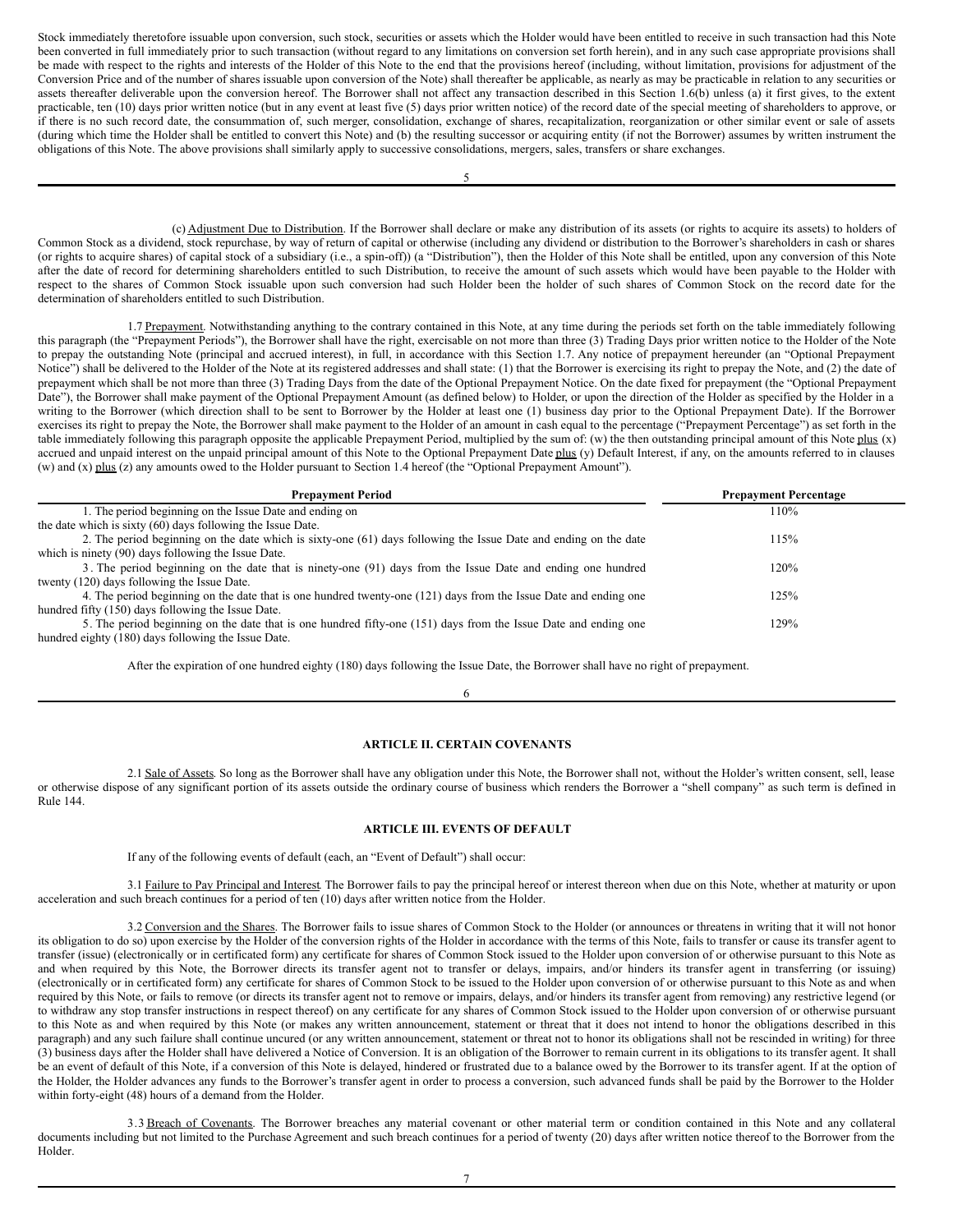Stock immediately theretofore issuable upon conversion, such stock, securities or assets which the Holder would have been entitled to receive in such transaction had this Note been converted in full immediately prior to such transaction (without regard to any limitations on conversion set forth herein), and in any such case appropriate provisions shall be made with respect to the rights and interests of the Holder of this Note to the end that the provisions hereof (including, without limitation, provisions for adjustment of the Conversion Price and of the number of shares issuable upon conversion of the Note) shall thereafter be applicable, as nearly as may be practicable in relation to any securities or assets thereafter deliverable upon the conversion hereof. The Borrower shall not affect any transaction described in this Section 1.6(b) unless (a) it first gives, to the extent practicable, ten (10) days prior written notice (but in any event at least five (5) days prior written notice) of the record date of the special meeting of shareholders to approve, or if there is no such record date, the consummation of, such merger, consolidation, exchange of shares, recapitalization, reorganization or other similar event or sale of assets (during which time the Holder shall be entitled to convert this Note) and (b) the resulting successor or acquiring entity (if not the Borrower) assumes by written instrument the obligations of this Note. The above provisions shall similarly apply to successive consolidations, mergers, sales, transfers or share exchanges.

(c) Adjustment Due to Distribution. If the Borrower shall declare or make any distribution of its assets (or rights to acquire its assets) to holders of Common Stock as a dividend, stock repurchase, by way of return of capital or otherwise (including any dividend or distribution to the Borrower's shareholders in cash or shares (or rights to acquire shares) of capital stock of a subsidiary (i.e., a spin-off)) (a "Distribution"), then the Holder of this Note shall be entitled, upon any conversion of this Note after the date of record for determining shareholders entitled to such Distribution, to receive the amount of such assets which would have been payable to the Holder with respect to the shares of Common Stock issuable upon such conversion had such Holder been the holder of such shares of Common Stock on the record date for the determination of shareholders entitled to such Distribution.

1.7 Prepayment. Notwithstanding anything to the contrary contained in this Note, at any time during the periods set forth on the table immediately following this paragraph (the "Prepayment Periods"), the Borrower shall have the right, exercisable on not more than three (3) Trading Days prior written notice to the Holder of the Note to prepay the outstanding Note (principal and accrued interest), in full, in accordance with this Section 1.7. Any notice of prepayment hereunder (an "Optional Prepayment Notice") shall be delivered to the Holder of the Note at its registered addresses and shall state: (1) that the Borrower is exercising its right to prepay the Note, and (2) the date of prepayment which shall be not more than three (3) Trading Days from the date of the Optional Prepayment Notice. On the date fixed for prepayment (the "Optional Prepayment Date"), the Borrower shall make payment of the Optional Prepayment Amount (as defined below) to Holder, or upon the direction of the Holder as specified by the Holder in a writing to the Borrower (which direction shall to be sent to Borrower by the Holder at least one (1) business day prior to the Optional Prepayment Date). If the Borrower exercises its right to prepay the Note, the Borrower shall make payment to the Holder of an amount in cash equal to the percentage ("Prepayment Percentage") as set forth in the table immediately following this paragraph opposite the applicable Prepayment Period, multiplied by the sum of: (w) the then outstanding principal amount of this Note plus (x) accrued and unpaid interest on the unpaid principal amount of this Note to the Optional Prepayment Date plus (y) Default Interest, if any, on the amounts referred to in clauses (w) and (x) plus (z) any amounts owed to the Holder pursuant to Section 1.4 hereof (the "Optional Prepayment Amount").

| Prepayment Period | Prepayment Percentage |
|---|---|
| 1. The period beginning on the Issue Date and ending on the date which is sixty (60) days following the Issue Date. | 110% |
| 2. The period beginning on the date which is sixty-one (61) days following the Issue Date and ending on the date which is ninety (90) days following the Issue Date. | 115% |
| 3. The period beginning on the date that is ninety-one (91) days from the Issue Date and ending one hundred twenty (120) days following the Issue Date. | 120% |
| 4. The period beginning on the date that is one hundred twenty-one (121) days from the Issue Date and ending one hundred fifty (150) days following the Issue Date. | 125% |
| 5. The period beginning on the date that is one hundred fifty-one (151) days from the Issue Date and ending one hundred eighty (180) days following the Issue Date. | 129% |

After the expiration of one hundred eighty (180) days following the Issue Date, the Borrower shall have no right of prepayment.

## ARTICLE II. CERTAIN COVENANTS

2.1 Sale of Assets. So long as the Borrower shall have any obligation under this Note, the Borrower shall not, without the Holder's written consent, sell, lease or otherwise dispose of any significant portion of its assets outside the ordinary course of business which renders the Borrower a "shell company" as such term is defined in Rule 144.

## ARTICLE III. EVENTS OF DEFAULT

If any of the following events of default (each, an "Event of Default") shall occur:

3.1 Failure to Pay Principal and Interest. The Borrower fails to pay the principal hereof or interest thereon when due on this Note, whether at maturity or upon acceleration and such breach continues for a period of ten (10) days after written notice from the Holder.

3.2 Conversion and the Shares. The Borrower fails to issue shares of Common Stock to the Holder (or announces or threatens in writing that it will not honor its obligation to do so) upon exercise by the Holder of the conversion rights of the Holder in accordance with the terms of this Note, fails to transfer or cause its transfer agent to transfer (issue) (electronically or in certificated form) any certificate for shares of Common Stock issued to the Holder upon conversion of or otherwise pursuant to this Note as and when required by this Note, the Borrower directs its transfer agent not to transfer or delays, impairs, and/or hinders its transfer agent in transferring (or issuing) (electronically or in certificated form) any certificate for shares of Common Stock to be issued to the Holder upon conversion of or otherwise pursuant to this Note as and when required by this Note, or fails to remove (or directs its transfer agent not to remove or impairs, delays, and/or hinders its transfer agent from removing) any restrictive legend (or to withdraw any stop transfer instructions in respect thereof) on any certificate for any shares of Common Stock issued to the Holder upon conversion of or otherwise pursuant to this Note as and when required by this Note (or makes any written announcement, statement or threat that it does not intend to honor the obligations described in this paragraph) and any such failure shall continue uncured (or any written announcement, statement or threat not to honor its obligations shall not be rescinded in writing) for three (3) business days after the Holder shall have delivered a Notice of Conversion. It is an obligation of the Borrower to remain current in its obligations to its transfer agent. It shall be an event of default of this Note, if a conversion of this Note is delayed, hindered or frustrated due to a balance owed by the Borrower to its transfer agent. If at the option of the Holder, the Holder advances any funds to the Borrower's transfer agent in order to process a conversion, such advanced funds shall be paid by the Borrower to the Holder within forty-eight (48) hours of a demand from the Holder.

3.3 Breach of Covenants. The Borrower breaches any material covenant or other material term or condition contained in this Note and any collateral documents including but not limited to the Purchase Agreement and such breach continues for a period of twenty (20) days after written notice thereof to the Borrower from the Holder.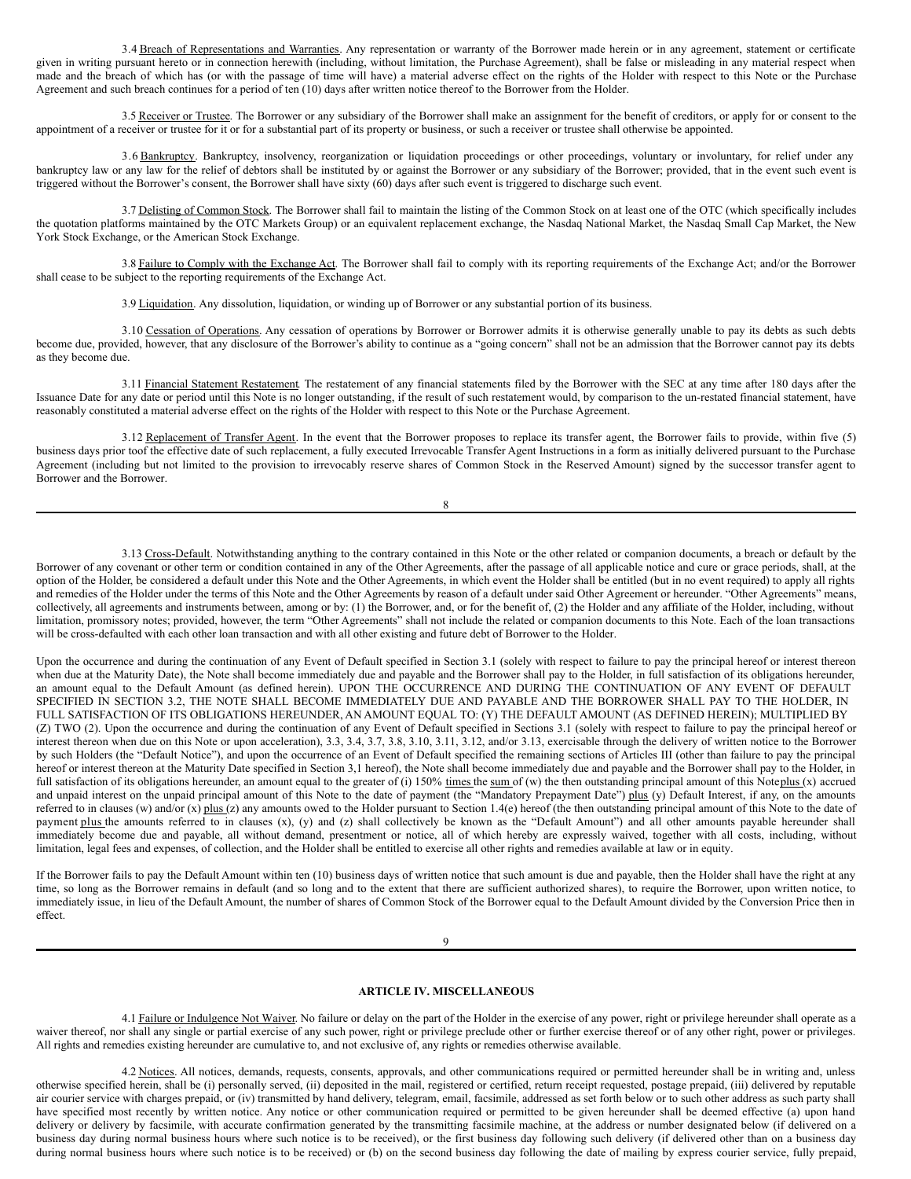3.4 Breach of Representations and Warranties. Any representation or warranty of the Borrower made herein or in any agreement, statement or certificate given in writing pursuant hereto or in connection herewith (including, without limitation, the Purchase Agreement), shall be false or misleading in any material respect when made and the breach of which has (or with the passage of time will have) a material adverse effect on the rights of the Holder with respect to this Note or the Purchase Agreement and such breach continues for a period of ten (10) days after written notice thereof to the Borrower from the Holder.

3.5 Receiver or Trustee. The Borrower or any subsidiary of the Borrower shall make an assignment for the benefit of creditors, or apply for or consent to the appointment of a receiver or trustee for it or for a substantial part of its property or business, or such a receiver or trustee shall otherwise be appointed.

3.6 Bankruptcy. Bankruptcy, insolvency, reorganization or liquidation proceedings or other proceedings, voluntary or involuntary, for relief under any bankruptcy law or any law for the relief of debtors shall be instituted by or against the Borrower or any subsidiary of the Borrower; provided, that in the event such event is triggered without the Borrower's consent, the Borrower shall have sixty (60) days after such event is triggered to discharge such event.

3.7 Delisting of Common Stock. The Borrower shall fail to maintain the listing of the Common Stock on at least one of the OTC (which specifically includes the quotation platforms maintained by the OTC Markets Group) or an equivalent replacement exchange, the Nasdaq National Market, the Nasdaq Small Cap Market, the New York Stock Exchange, or the American Stock Exchange.

3.8 Failure to Comply with the Exchange Act. The Borrower shall fail to comply with its reporting requirements of the Exchange Act; and/or the Borrower shall cease to be subject to the reporting requirements of the Exchange Act.

3.9 Liquidation. Any dissolution, liquidation, or winding up of Borrower or any substantial portion of its business.

3.10 Cessation of Operations. Any cessation of operations by Borrower or Borrower admits it is otherwise generally unable to pay its debts as such debts become due, provided, however, that any disclosure of the Borrower's ability to continue as a "going concern" shall not be an admission that the Borrower cannot pay its debts as they become due.

3.11 Financial Statement Restatement. The restatement of any financial statements filed by the Borrower with the SEC at any time after 180 days after the Issuance Date for any date or period until this Note is no longer outstanding, if the result of such restatement would, by comparison to the un-restated financial statement, have reasonably constituted a material adverse effect on the rights of the Holder with respect to this Note or the Purchase Agreement.

3.12 Replacement of Transfer Agent. In the event that the Borrower proposes to replace its transfer agent, the Borrower fails to provide, within five (5) business days prior toof the effective date of such replacement, a fully executed Irrevocable Transfer Agent Instructions in a form as initially delivered pursuant to the Purchase Agreement (including but not limited to the provision to irrevocably reserve shares of Common Stock in the Reserved Amount) signed by the successor transfer agent to Borrower and the Borrower.

3.13 Cross-Default. Notwithstanding anything to the contrary contained in this Note or the other related or companion documents, a breach or default by the Borrower of any covenant or other term or condition contained in any of the Other Agreements, after the passage of all applicable notice and cure or grace periods, shall, at the option of the Holder, be considered a default under this Note and the Other Agreements, in which event the Holder shall be entitled (but in no event required) to apply all rights and remedies of the Holder under the terms of this Note and the Other Agreements by reason of a default under said Other Agreement or hereunder. "Other Agreements" means, collectively, all agreements and instruments between, among or by: (1) the Borrower, and, or for the benefit of, (2) the Holder and any affiliate of the Holder, including, without limitation, promissory notes; provided, however, the term "Other Agreements" shall not include the related or companion documents to this Note. Each of the loan transactions will be cross-defaulted with each other loan transaction and with all other existing and future debt of Borrower to the Holder.

Upon the occurrence and during the continuation of any Event of Default specified in Section 3.1 (solely with respect to failure to pay the principal hereof or interest thereon when due at the Maturity Date), the Note shall become immediately due and payable and the Borrower shall pay to the Holder, in full satisfaction of its obligations hereunder, an amount equal to the Default Amount (as defined herein). UPON THE OCCURRENCE AND DURING THE CONTINUATION OF ANY EVENT OF DEFAULT SPECIFIED IN SECTION 3.2, THE NOTE SHALL BECOME IMMEDIATELY DUE AND PAYABLE AND THE BORROWER SHALL PAY TO THE HOLDER, IN FULL SATISFACTION OF ITS OBLIGATIONS HEREUNDER, AN AMOUNT EQUAL TO: (Y) THE DEFAULT AMOUNT (AS DEFINED HEREIN); MULTIPLIED BY (Z) TWO (2). Upon the occurrence and during the continuation of any Event of Default specified in Sections 3.1 (solely with respect to failure to pay the principal hereof or interest thereon when due on this Note or upon acceleration), 3.3, 3.4, 3.7, 3.8, 3.10, 3.11, 3.12, and/or 3.13, exercisable through the delivery of written notice to the Borrower by such Holders (the "Default Notice"), and upon the occurrence of an Event of Default specified the remaining sections of Articles III (other than failure to pay the principal hereof or interest thereon at the Maturity Date specified in Section 3,1 hereof), the Note shall become immediately due and payable and the Borrower shall pay to the Holder, in full satisfaction of its obligations hereunder, an amount equal to the greater of (i) 150% times the sum of (w) the then outstanding principal amount of this Noteplus (x) accrued and unpaid interest on the unpaid principal amount of this Note to the date of payment (the "Mandatory Prepayment Date") plus (y) Default Interest, if any, on the amounts referred to in clauses (w) and/or (x) plus (z) any amounts owed to the Holder pursuant to Section 1.4(e) hereof (the then outstanding principal amount of this Note to the date of payment plus the amounts referred to in clauses (x), (y) and (z) shall collectively be known as the "Default Amount") and all other amounts payable hereunder shall immediately become due and payable, all without demand, presentment or notice, all of which hereby are expressly waived, together with all costs, including, without limitation, legal fees and expenses, of collection, and the Holder shall be entitled to exercise all other rights and remedies available at law or in equity.

If the Borrower fails to pay the Default Amount within ten (10) business days of written notice that such amount is due and payable, then the Holder shall have the right at any time, so long as the Borrower remains in default (and so long and to the extent that there are sufficient authorized shares), to require the Borrower, upon written notice, to immediately issue, in lieu of the Default Amount, the number of shares of Common Stock of the Borrower equal to the Default Amount divided by the Conversion Price then in effect.

## ARTICLE IV. MISCELLANEOUS

4.1 Failure or Indulgence Not Waiver. No failure or delay on the part of the Holder in the exercise of any power, right or privilege hereunder shall operate as a waiver thereof, nor shall any single or partial exercise of any such power, right or privilege preclude other or further exercise thereof or of any other right, power or privileges. All rights and remedies existing hereunder are cumulative to, and not exclusive of, any rights or remedies otherwise available.

4.2 Notices. All notices, demands, requests, consents, approvals, and other communications required or permitted hereunder shall be in writing and, unless otherwise specified herein, shall be (i) personally served, (ii) deposited in the mail, registered or certified, return receipt requested, postage prepaid, (iii) delivered by reputable air courier service with charges prepaid, or (iv) transmitted by hand delivery, telegram, email, facsimile, addressed as set forth below or to such other address as such party shall have specified most recently by written notice. Any notice or other communication required or permitted to be given hereunder shall be deemed effective (a) upon hand delivery or delivery by facsimile, with accurate confirmation generated by the transmitting facsimile machine, at the address or number designated below (if delivered on a business day during normal business hours where such notice is to be received), or the first business day following such delivery (if delivered other than on a business day during normal business hours where such notice is to be received) or (b) on the second business day following the date of mailing by express courier service, fully prepaid,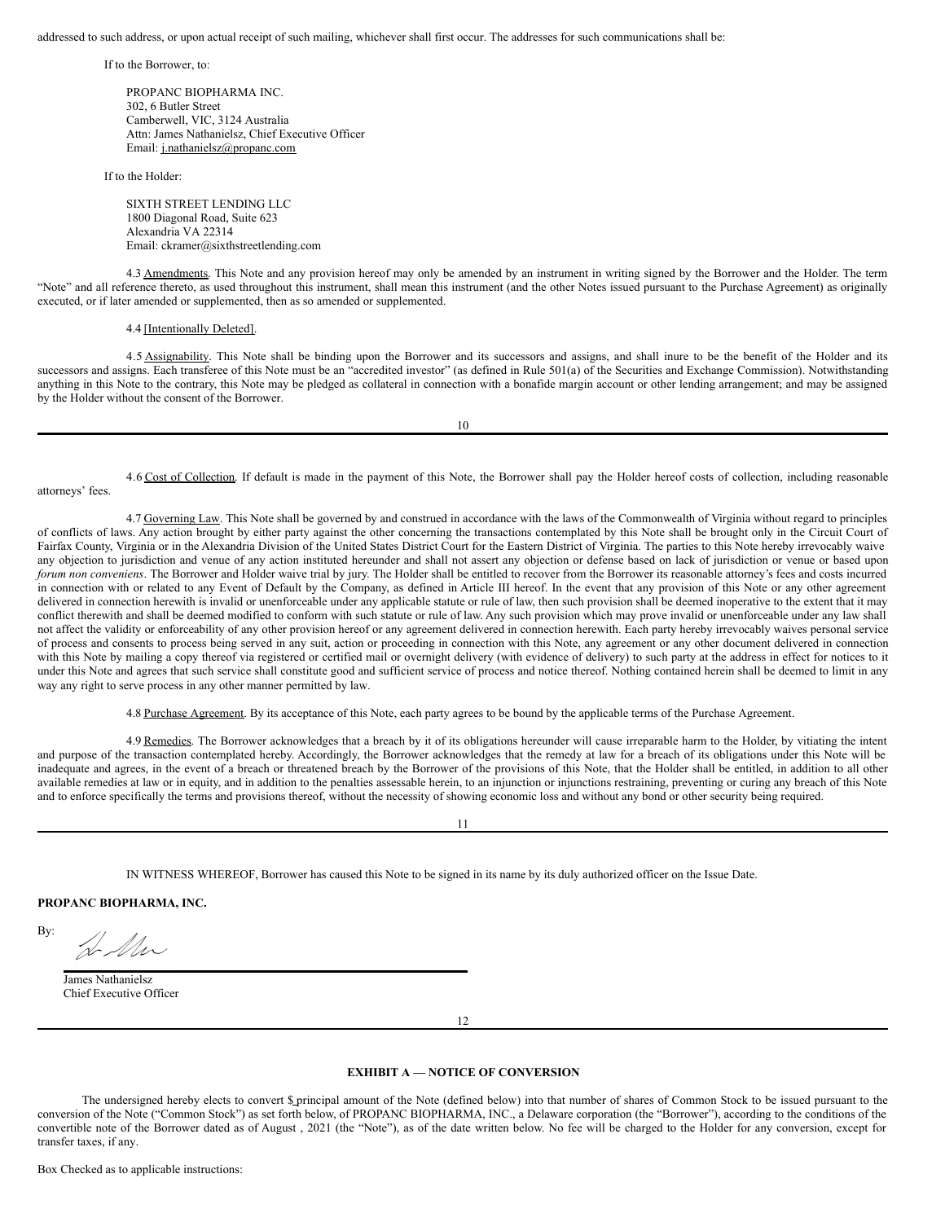addressed to such address, or upon actual receipt of such mailing, whichever shall first occur. The addresses for such communications shall be:

If to the Borrower, to:

PROPANC BIOPHARMA INC.
302, 6 Butler Street
Camberwell, VIC, 3124 Australia
Attn: James Nathanielsz, Chief Executive Officer
Email: j.nathanielsz@propanc.com

If to the Holder:

SIXTH STREET LENDING LLC
1800 Diagonal Road, Suite 623
Alexandria VA 22314
Email: ckramer@sixthstreetlending.com

4.3 Amendments. This Note and any provision hereof may only be amended by an instrument in writing signed by the Borrower and the Holder. The term "Note" and all reference thereto, as used throughout this instrument, shall mean this instrument (and the other Notes issued pursuant to the Purchase Agreement) as originally executed, or if later amended or supplemented, then as so amended or supplemented.

4.4 [Intentionally Deleted].

4.5 Assignability. This Note shall be binding upon the Borrower and its successors and assigns, and shall inure to be the benefit of the Holder and its successors and assigns. Each transferee of this Note must be an "accredited investor" (as defined in Rule 501(a) of the Securities and Exchange Commission). Notwithstanding anything in this Note to the contrary, this Note may be pledged as collateral in connection with a bonafide margin account or other lending arrangement; and may be assigned by the Holder without the consent of the Borrower.

4.6 Cost of Collection. If default is made in the payment of this Note, the Borrower shall pay the Holder hereof costs of collection, including reasonable attorneys' fees.

4.7 Governing Law. This Note shall be governed by and construed in accordance with the laws of the Commonwealth of Virginia without regard to principles of conflicts of laws. Any action brought by either party against the other concerning the transactions contemplated by this Note shall be brought only in the Circuit Court of Fairfax County, Virginia or in the Alexandria Division of the United States District Court for the Eastern District of Virginia. The parties to this Note hereby irrevocably waive any objection to jurisdiction and venue of any action instituted hereunder and shall not assert any objection or defense based on lack of jurisdiction or venue or based upon *forum non conveniens*. The Borrower and Holder waive trial by jury. The Holder shall be entitled to recover from the Borrower its reasonable attorney's fees and costs incurred in connection with or related to any Event of Default by the Company, as defined in Article III hereof. In the event that any provision of this Note or any other agreement delivered in connection herewith is invalid or unenforceable under any applicable statute or rule of law, then such provision shall be deemed inoperative to the extent that it may conflict therewith and shall be deemed modified to conform with such statute or rule of law. Any such provision which may prove invalid or unenforceable under any law shall not affect the validity or enforceability of any other provision hereof or any agreement delivered in connection herewith. Each party hereby irrevocably waives personal service of process and consents to process being served in any suit, action or proceeding in connection with this Note, any agreement or any other document delivered in connection with this Note by mailing a copy thereof via registered or certified mail or overnight delivery (with evidence of delivery) to such party at the address in effect for notices to it under this Note and agrees that such service shall constitute good and sufficient service of process and notice thereof. Nothing contained herein shall be deemed to limit in any way any right to serve process in any other manner permitted by law.

4.8 Purchase Agreement. By its acceptance of this Note, each party agrees to be bound by the applicable terms of the Purchase Agreement.

4.9 Remedies. The Borrower acknowledges that a breach by it of its obligations hereunder will cause irreparable harm to the Holder, by vitiating the intent and purpose of the transaction contemplated hereby. Accordingly, the Borrower acknowledges that the remedy at law for a breach of its obligations under this Note will be inadequate and agrees, in the event of a breach or threatened breach by the Borrower of the provisions of this Note, that the Holder shall be entitled, in addition to all other available remedies at law or in equity, and in addition to the penalties assessable herein, to an injunction or injunctions restraining, preventing or curing any breach of this Note and to enforce specifically the terms and provisions thereof, without the necessity of showing economic loss and without any bond or other security being required.

IN WITNESS WHEREOF, Borrower has caused this Note to be signed in its name by its duly authorized officer on the Issue Date.

**PROPANC BIOPHARMA, INC.**

By:

James Nathanielsz
Chief Executive Officer

**EXHIBIT A — NOTICE OF CONVERSION**

The undersigned hereby elects to convert $ principal amount of the Note (defined below) into that number of shares of Common Stock to be issued pursuant to the conversion of the Note ("Common Stock") as set forth below, of PROPANC BIOPHARMA, INC., a Delaware corporation (the "Borrower"), according to the conditions of the convertible note of the Borrower dated as of August , 2021 (the "Note"), as of the date written below. No fee will be charged to the Holder for any conversion, except for transfer taxes, if any.

Box Checked as to applicable instructions: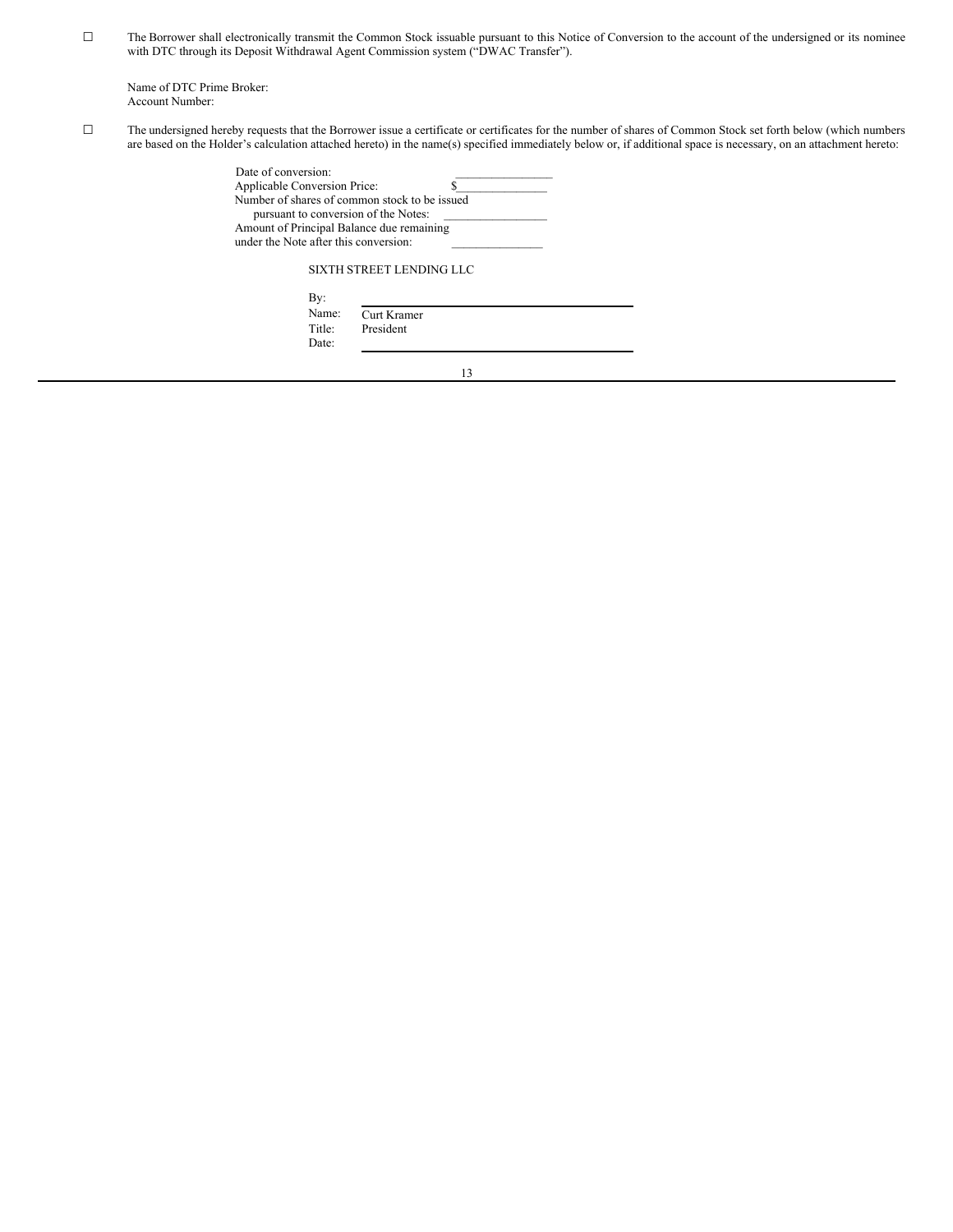☐ The Borrower shall electronically transmit the Common Stock issuable pursuant to this Notice of Conversion to the account of the undersigned or its nominee with DTC through its Deposit Withdrawal Agent Commission system ("DWAC Transfer").

Name of DTC Prime Broker:
Account Number:

☐ The undersigned hereby requests that the Borrower issue a certificate or certificates for the number of shares of Common Stock set forth below (which numbers are based on the Holder's calculation attached hereto) in the name(s) specified immediately below or, if additional space is necessary, on an attachment hereto:

Date of conversion: _______________
Applicable Conversion Price: $_______________
Number of shares of common stock to be issued pursuant to conversion of the Notes: _______________
Amount of Principal Balance due remaining under the Note after this conversion: _______________

SIXTH STREET LENDING LLC

By: _______________
Name: Curt Kramer
Title: President
Date: _______________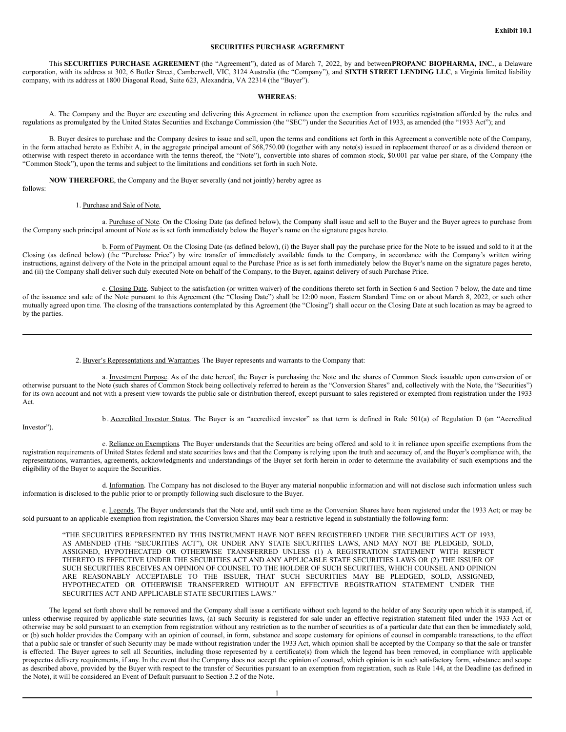**Exhibit 10.1**

# SECURITIES PURCHASE AGREEMENT

This **SECURITIES PURCHASE AGREEMENT** (the "Agreement"), dated as of March 7, 2022, by and between **PROPANC BIOPHARMA, INC.**, a Delaware corporation, with its address at 302, 6 Butler Street, Camberwell, VIC, 3124 Australia (the "Company"), and **SIXTH STREET LENDING LLC**, a Virginia limited liability company, with its address at 1800 Diagonal Road, Suite 623, Alexandria, VA 22314 (the "Buyer").

**WHEREAS**:

A. The Company and the Buyer are executing and delivering this Agreement in reliance upon the exemption from securities registration afforded by the rules and regulations as promulgated by the United States Securities and Exchange Commission (the "SEC") under the Securities Act of 1933, as amended (the "1933 Act"); and

B. Buyer desires to purchase and the Company desires to issue and sell, upon the terms and conditions set forth in this Agreement a convertible note of the Company, in the form attached hereto as Exhibit A, in the aggregate principal amount of $68,750.00 (together with any note(s) issued in replacement thereof or as a dividend thereon or otherwise with respect thereto in accordance with the terms thereof, the "Note"), convertible into shares of common stock, $0.001 par value per share, of the Company (the "Common Stock"), upon the terms and subject to the limitations and conditions set forth in such Note.

**NOW THEREFORE**, the Company and the Buyer severally (and not jointly) hereby agree as follows:

1. Purchase and Sale of Note.

a. Purchase of Note. On the Closing Date (as defined below), the Company shall issue and sell to the Buyer and the Buyer agrees to purchase from the Company such principal amount of Note as is set forth immediately below the Buyer's name on the signature pages hereto.

b. Form of Payment. On the Closing Date (as defined below), (i) the Buyer shall pay the purchase price for the Note to be issued and sold to it at the Closing (as defined below) (the "Purchase Price") by wire transfer of immediately available funds to the Company, in accordance with the Company's written wiring instructions, against delivery of the Note in the principal amount equal to the Purchase Price as is set forth immediately below the Buyer's name on the signature pages hereto, and (ii) the Company shall deliver such duly executed Note on behalf of the Company, to the Buyer, against delivery of such Purchase Price.

c. Closing Date. Subject to the satisfaction (or written waiver) of the conditions thereto set forth in Section 6 and Section 7 below, the date and time of the issuance and sale of the Note pursuant to this Agreement (the "Closing Date") shall be 12:00 noon, Eastern Standard Time on or about March 8, 2022, or such other mutually agreed upon time. The closing of the transactions contemplated by this Agreement (the "Closing") shall occur on the Closing Date at such location as may be agreed to by the parties.

2. Buyer's Representations and Warranties. The Buyer represents and warrants to the Company that:

a. Investment Purpose. As of the date hereof, the Buyer is purchasing the Note and the shares of Common Stock issuable upon conversion of or otherwise pursuant to the Note (such shares of Common Stock being collectively referred to herein as the "Conversion Shares" and, collectively with the Note, the "Securities") for its own account and not with a present view towards the public sale or distribution thereof, except pursuant to sales registered or exempted from registration under the 1933 Act.

b. Accredited Investor Status. The Buyer is an "accredited investor" as that term is defined in Rule 501(a) of Regulation D (an "Accredited Investor").

c. Reliance on Exemptions. The Buyer understands that the Securities are being offered and sold to it in reliance upon specific exemptions from the registration requirements of United States federal and state securities laws and that the Company is relying upon the truth and accuracy of, and the Buyer's compliance with, the representations, warranties, agreements, acknowledgments and understandings of the Buyer set forth herein in order to determine the availability of such exemptions and the eligibility of the Buyer to acquire the Securities.

d. Information. The Company has not disclosed to the Buyer any material nonpublic information and will not disclose such information unless such information is disclosed to the public prior to or promptly following such disclosure to the Buyer.

e. Legends. The Buyer understands that the Note and, until such time as the Conversion Shares have been registered under the 1933 Act; or may be sold pursuant to an applicable exemption from registration, the Conversion Shares may bear a restrictive legend in substantially the following form:

> "THE SECURITIES REPRESENTED BY THIS INSTRUMENT HAVE NOT BEEN REGISTERED UNDER THE SECURITIES ACT OF 1933, AS AMENDED (THE "SECURITIES ACT"), OR UNDER ANY STATE SECURITIES LAWS, AND MAY NOT BE PLEDGED, SOLD, ASSIGNED, HYPOTHECATED OR OTHERWISE TRANSFERRED UNLESS (1) A REGISTRATION STATEMENT WITH RESPECT THERETO IS EFFECTIVE UNDER THE SECURITIES ACT AND ANY APPLICABLE STATE SECURITIES LAWS OR (2) THE ISSUER OF SUCH SECURITIES RECEIVES AN OPINION OF COUNSEL TO THE HOLDER OF SUCH SECURITIES, WHICH COUNSEL AND OPINION ARE REASONABLY ACCEPTABLE TO THE ISSUER, THAT SUCH SECURITIES MAY BE PLEDGED, SOLD, ASSIGNED, HYPOTHECATED OR OTHERWISE TRANSFERRED WITHOUT AN EFFECTIVE REGISTRATION STATEMENT UNDER THE SECURITIES ACT AND APPLICABLE STATE SECURITIES LAWS."

The legend set forth above shall be removed and the Company shall issue a certificate without such legend to the holder of any Security upon which it is stamped, if, unless otherwise required by applicable state securities laws, (a) such Security is registered for sale under an effective registration statement filed under the 1933 Act or otherwise may be sold pursuant to an exemption from registration without any restriction as to the number of securities as of a particular date that can then be immediately sold, or (b) such holder provides the Company with an opinion of counsel, in form, substance and scope customary for opinions of counsel in comparable transactions, to the effect that a public sale or transfer of such Security may be made without registration under the 1933 Act, which opinion shall be accepted by the Company so that the sale or transfer is effected. The Buyer agrees to sell all Securities, including those represented by a certificate(s) from which the legend has been removed, in compliance with applicable prospectus delivery requirements, if any. In the event that the Company does not accept the opinion of counsel, which opinion is in such satisfactory form, substance and scope as described above, provided by the Buyer with respect to the transfer of Securities pursuant to an exemption from registration, such as Rule 144, at the Deadline (as defined in the Note), it will be considered an Event of Default pursuant to Section 3.2 of the Note.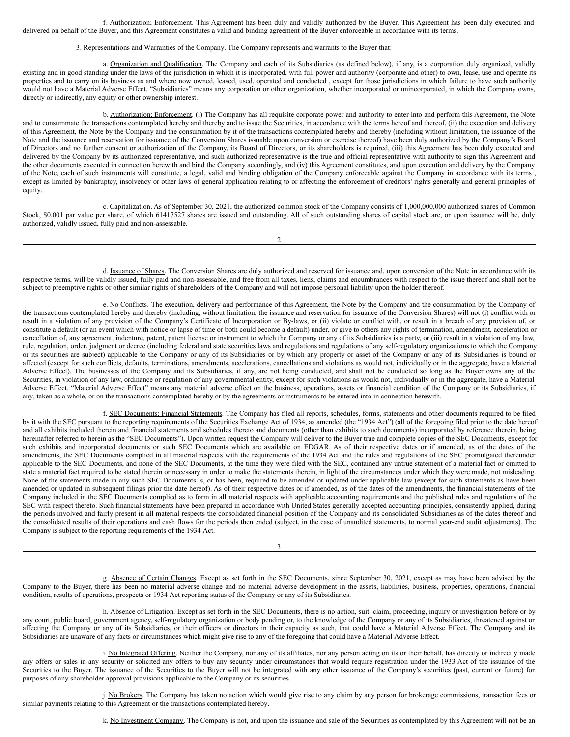f. Authorization; Enforcement. This Agreement has been duly and validly authorized by the Buyer. This Agreement has been duly executed and delivered on behalf of the Buyer, and this Agreement constitutes a valid and binding agreement of the Buyer enforceable in accordance with its terms.

3. Representations and Warranties of the Company. The Company represents and warrants to the Buyer that:

a. Organization and Qualification. The Company and each of its Subsidiaries (as defined below), if any, is a corporation duly organized, validly existing and in good standing under the laws of the jurisdiction in which it is incorporated, with full power and authority (corporate and other) to own, lease, use and operate its properties and to carry on its business as and where now owned, leased, used, operated and conducted , except for those jurisdictions in which failure to have such authority would not have a Material Adverse Effect. "Subsidiaries" means any corporation or other organization, whether incorporated or unincorporated, in which the Company owns, directly or indirectly, any equity or other ownership interest.

b. Authorization; Enforcement. (i) The Company has all requisite corporate power and authority to enter into and perform this Agreement, the Note and to consummate the transactions contemplated hereby and thereby and to issue the Securities, in accordance with the terms hereof and thereof, (ii) the execution and delivery of this Agreement, the Note by the Company and the consummation by it of the transactions contemplated hereby and thereby (including without limitation, the issuance of the Note and the issuance and reservation for issuance of the Conversion Shares issuable upon conversion or exercise thereof) have been duly authorized by the Company's Board of Directors and no further consent or authorization of the Company, its Board of Directors, or its shareholders is required, (iii) this Agreement has been duly executed and delivered by the Company by its authorized representative, and such authorized representative is the true and official representative with authority to sign this Agreement and the other documents executed in connection herewith and bind the Company accordingly, and (iv) this Agreement constitutes, and upon execution and delivery by the Company of the Note, each of such instruments will constitute, a legal, valid and binding obligation of the Company enforceable against the Company in accordance with its terms , except as limited by bankruptcy, insolvency or other laws of general application relating to or affecting the enforcement of creditors' rights generally and general principles of equity.

c. Capitalization. As of September 30, 2021, the authorized common stock of the Company consists of 1,000,000,000 authorized shares of Common Stock, $0.001 par value per share, of which 61417527 shares are issued and outstanding. All of such outstanding shares of capital stock are, or upon issuance will be, duly authorized, validly issued, fully paid and non-assessable.

d. Issuance of Shares. The Conversion Shares are duly authorized and reserved for issuance and, upon conversion of the Note in accordance with its respective terms, will be validly issued, fully paid and non-assessable, and free from all taxes, liens, claims and encumbrances with respect to the issue thereof and shall not be subject to preemptive rights or other similar rights of shareholders of the Company and will not impose personal liability upon the holder thereof.

e. No Conflicts. The execution, delivery and performance of this Agreement, the Note by the Company and the consummation by the Company of the transactions contemplated hereby and thereby (including, without limitation, the issuance and reservation for issuance of the Conversion Shares) will not (i) conflict with or result in a violation of any provision of the Company's Certificate of Incorporation or By-laws, or (ii) violate or conflict with, or result in a breach of any provision of, or constitute a default (or an event which with notice or lapse of time or both could become a default) under, or give to others any rights of termination, amendment, acceleration or cancellation of, any agreement, indenture, patent, patent license or instrument to which the Company or any of its Subsidiaries is a party, or (iii) result in a violation of any law, rule, regulation, order, judgment or decree (including federal and state securities laws and regulations and regulations of any self-regulatory organizations to which the Company or its securities are subject) applicable to the Company or any of its Subsidiaries or by which any property or asset of the Company or any of its Subsidiaries is bound or affected (except for such conflicts, defaults, terminations, amendments, accelerations, cancellations and violations as would not, individually or in the aggregate, have a Material Adverse Effect). The businesses of the Company and its Subsidiaries, if any, are not being conducted, and shall not be conducted so long as the Buyer owns any of the Securities, in violation of any law, ordinance or regulation of any governmental entity, except for such violations as would not, individually or in the aggregate, have a Material Adverse Effect. "Material Adverse Effect" means any material adverse effect on the business, operations, assets or financial condition of the Company or its Subsidiaries, if any, taken as a whole, or on the transactions contemplated hereby or by the agreements or instruments to be entered into in connection herewith.

f. SEC Documents; Financial Statements. The Company has filed all reports, schedules, forms, statements and other documents required to be filed by it with the SEC pursuant to the reporting requirements of the Securities Exchange Act of 1934, as amended (the "1934 Act") (all of the foregoing filed prior to the date hereof and all exhibits included therein and financial statements and schedules thereto and documents (other than exhibits to such documents) incorporated by reference therein, being hereinafter referred to herein as the "SEC Documents"). Upon written request the Company will deliver to the Buyer true and complete copies of the SEC Documents, except for such exhibits and incorporated documents or such SEC Documents which are available on EDGAR. As of their respective dates or if amended, as of the dates of the amendments, the SEC Documents complied in all material respects with the requirements of the 1934 Act and the rules and regulations of the SEC promulgated thereunder applicable to the SEC Documents, and none of the SEC Documents, at the time they were filed with the SEC, contained any untrue statement of a material fact or omitted to state a material fact required to be stated therein or necessary in order to make the statements therein, in light of the circumstances under which they were made, not misleading. None of the statements made in any such SEC Documents is, or has been, required to be amended or updated under applicable law (except for such statements as have been amended or updated in subsequent filings prior the date hereof). As of their respective dates or if amended, as of the dates of the amendments, the financial statements of the Company included in the SEC Documents complied as to form in all material respects with applicable accounting requirements and the published rules and regulations of the SEC with respect thereto. Such financial statements have been prepared in accordance with United States generally accepted accounting principles, consistently applied, during the periods involved and fairly present in all material respects the consolidated financial position of the Company and its consolidated Subsidiaries as of the dates thereof and the consolidated results of their operations and cash flows for the periods then ended (subject, in the case of unaudited statements, to normal year-end audit adjustments). The Company is subject to the reporting requirements of the 1934 Act.

g. Absence of Certain Changes. Except as set forth in the SEC Documents, since September 30, 2021, except as may have been advised by the Company to the Buyer, there has been no material adverse change and no material adverse development in the assets, liabilities, business, properties, operations, financial condition, results of operations, prospects or 1934 Act reporting status of the Company or any of its Subsidiaries.

h. Absence of Litigation. Except as set forth in the SEC Documents, there is no action, suit, claim, proceeding, inquiry or investigation before or by any court, public board, government agency, self-regulatory organization or body pending or, to the knowledge of the Company or any of its Subsidiaries, threatened against or affecting the Company or any of its Subsidiaries, or their officers or directors in their capacity as such, that could have a Material Adverse Effect. The Company and its Subsidiaries are unaware of any facts or circumstances which might give rise to any of the foregoing that could have a Material Adverse Effect.

i. No Integrated Offering. Neither the Company, nor any of its affiliates, nor any person acting on its or their behalf, has directly or indirectly made any offers or sales in any security or solicited any offers to buy any security under circumstances that would require registration under the 1933 Act of the issuance of the Securities to the Buyer. The issuance of the Securities to the Buyer will not be integrated with any other issuance of the Company's securities (past, current or future) for purposes of any shareholder approval provisions applicable to the Company or its securities.

j. No Brokers. The Company has taken no action which would give rise to any claim by any person for brokerage commissions, transaction fees or similar payments relating to this Agreement or the transactions contemplated hereby.

k. No Investment Company. The Company is not, and upon the issuance and sale of the Securities as contemplated by this Agreement will not be an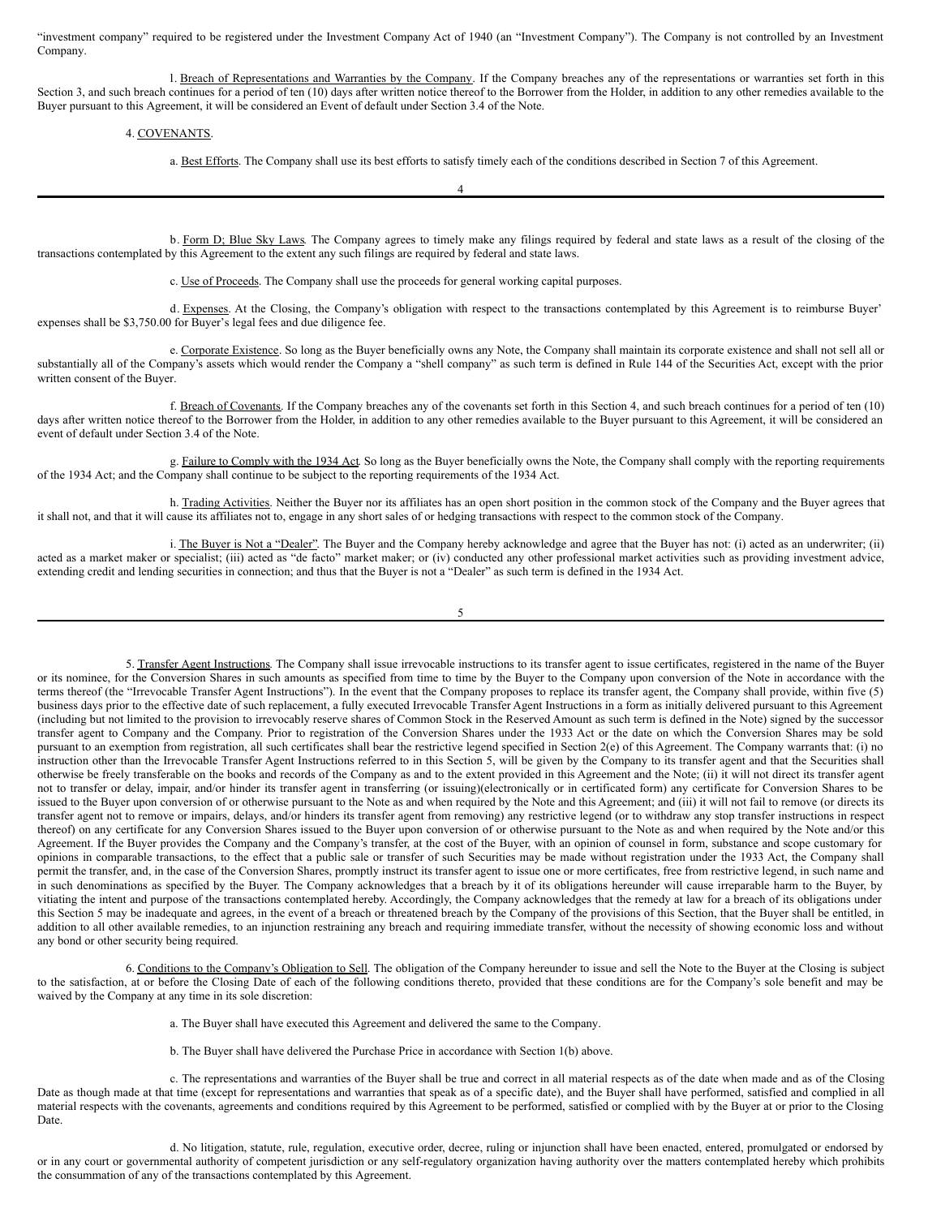"investment company" required to be registered under the Investment Company Act of 1940 (an "Investment Company"). The Company is not controlled by an Investment Company.

l. Breach of Representations and Warranties by the Company. If the Company breaches any of the representations or warranties set forth in this Section 3, and such breach continues for a period of ten (10) days after written notice thereof to the Borrower from the Holder, in addition to any other remedies available to the Buyer pursuant to this Agreement, it will be considered an Event of default under Section 3.4 of the Note.

4. COVENANTS.

a. Best Efforts. The Company shall use its best efforts to satisfy timely each of the conditions described in Section 7 of this Agreement.

b. Form D; Blue Sky Laws. The Company agrees to timely make any filings required by federal and state laws as a result of the closing of the transactions contemplated by this Agreement to the extent any such filings are required by federal and state laws.

c. Use of Proceeds. The Company shall use the proceeds for general working capital purposes.

d. Expenses. At the Closing, the Company's obligation with respect to the transactions contemplated by this Agreement is to reimburse Buyer' expenses shall be $3,750.00 for Buyer's legal fees and due diligence fee.

e. Corporate Existence. So long as the Buyer beneficially owns any Note, the Company shall maintain its corporate existence and shall not sell all or substantially all of the Company's assets which would render the Company a "shell company" as such term is defined in Rule 144 of the Securities Act, except with the prior written consent of the Buyer.

f. Breach of Covenants. If the Company breaches any of the covenants set forth in this Section 4, and such breach continues for a period of ten (10) days after written notice thereof to the Borrower from the Holder, in addition to any other remedies available to the Buyer pursuant to this Agreement, it will be considered an event of default under Section 3.4 of the Note.

g. Failure to Comply with the 1934 Act. So long as the Buyer beneficially owns the Note, the Company shall comply with the reporting requirements of the 1934 Act; and the Company shall continue to be subject to the reporting requirements of the 1934 Act.

h. Trading Activities. Neither the Buyer nor its affiliates has an open short position in the common stock of the Company and the Buyer agrees that it shall not, and that it will cause its affiliates not to, engage in any short sales of or hedging transactions with respect to the common stock of the Company.

i. The Buyer is Not a "Dealer". The Buyer and the Company hereby acknowledge and agree that the Buyer has not: (i) acted as an underwriter; (ii) acted as a market maker or specialist; (iii) acted as "de facto" market maker; or (iv) conducted any other professional market activities such as providing investment advice, extending credit and lending securities in connection; and thus that the Buyer is not a "Dealer" as such term is defined in the 1934 Act.

5. Transfer Agent Instructions. The Company shall issue irrevocable instructions to its transfer agent to issue certificates, registered in the name of the Buyer or its nominee, for the Conversion Shares in such amounts as specified from time to time by the Buyer to the Company upon conversion of the Note in accordance with the terms thereof (the "Irrevocable Transfer Agent Instructions"). In the event that the Company proposes to replace its transfer agent, the Company shall provide, within five (5) business days prior to the effective date of such replacement, a fully executed Irrevocable Transfer Agent Instructions in a form as initially delivered pursuant to this Agreement (including but not limited to the provision to irrevocably reserve shares of Common Stock in the Reserved Amount as such term is defined in the Note) signed by the successor transfer agent to Company and the Company. Prior to registration of the Conversion Shares under the 1933 Act or the date on which the Conversion Shares may be sold pursuant to an exemption from registration, all such certificates shall bear the restrictive legend specified in Section 2(e) of this Agreement. The Company warrants that: (i) no instruction other than the Irrevocable Transfer Agent Instructions referred to in this Section 5, will be given by the Company to its transfer agent and that the Securities shall otherwise be freely transferable on the books and records of the Company as and to the extent provided in this Agreement and the Note; (ii) it will not direct its transfer agent not to transfer or delay, impair, and/or hinder its transfer agent in transferring (or issuing)(electronically or in certificated form) any certificate for Conversion Shares to be issued to the Buyer upon conversion of or otherwise pursuant to the Note as and when required by the Note and this Agreement; and (iii) it will not fail to remove (or directs its transfer agent not to remove or impairs, delays, and/or hinders its transfer agent from removing) any restrictive legend (or to withdraw any stop transfer instructions in respect thereof) on any certificate for any Conversion Shares issued to the Buyer upon conversion of or otherwise pursuant to the Note as and when required by the Note and/or this Agreement. If the Buyer provides the Company and the Company's transfer, at the cost of the Buyer, with an opinion of counsel in form, substance and scope customary for opinions in comparable transactions, to the effect that a public sale or transfer of such Securities may be made without registration under the 1933 Act, the Company shall permit the transfer, and, in the case of the Conversion Shares, promptly instruct its transfer agent to issue one or more certificates, free from restrictive legend, in such name and in such denominations as specified by the Buyer. The Company acknowledges that a breach by it of its obligations hereunder will cause irreparable harm to the Buyer, by vitiating the intent and purpose of the transactions contemplated hereby. Accordingly, the Company acknowledges that the remedy at law for a breach of its obligations under this Section 5 may be inadequate and agrees, in the event of a breach or threatened breach by the Company of the provisions of this Section, that the Buyer shall be entitled, in addition to all other available remedies, to an injunction restraining any breach and requiring immediate transfer, without the necessity of showing economic loss and without any bond or other security being required.

6. Conditions to the Company's Obligation to Sell. The obligation of the Company hereunder to issue and sell the Note to the Buyer at the Closing is subject to the satisfaction, at or before the Closing Date of each of the following conditions thereto, provided that these conditions are for the Company's sole benefit and may be waived by the Company at any time in its sole discretion:

a. The Buyer shall have executed this Agreement and delivered the same to the Company.

b. The Buyer shall have delivered the Purchase Price in accordance with Section 1(b) above.

c. The representations and warranties of the Buyer shall be true and correct in all material respects as of the date when made and as of the Closing Date as though made at that time (except for representations and warranties that speak as of a specific date), and the Buyer shall have performed, satisfied and complied in all material respects with the covenants, agreements and conditions required by this Agreement to be performed, satisfied or complied with by the Buyer at or prior to the Closing Date.

d. No litigation, statute, rule, regulation, executive order, decree, ruling or injunction shall have been enacted, entered, promulgated or endorsed by or in any court or governmental authority of competent jurisdiction or any self-regulatory organization having authority over the matters contemplated hereby which prohibits the consummation of any of the transactions contemplated by this Agreement.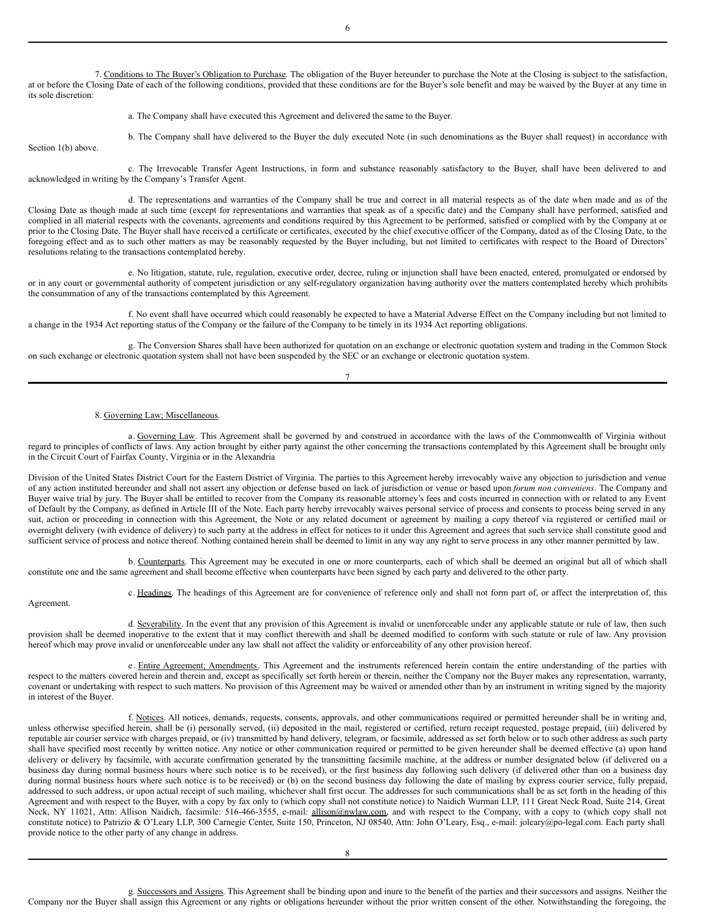7. Conditions to The Buyer's Obligation to Purchase. The obligation of the Buyer hereunder to purchase the Note at the Closing is subject to the satisfaction, at or before the Closing Date of each of the following conditions, provided that these conditions are for the Buyer's sole benefit and may be waived by the Buyer at any time in its sole discretion:

a. The Company shall have executed this Agreement and delivered the same to the Buyer.

b. The Company shall have delivered to the Buyer the duly executed Note (in such denominations as the Buyer shall request) in accordance with Section 1(b) above.

c. The Irrevocable Transfer Agent Instructions, in form and substance reasonably satisfactory to the Buyer, shall have been delivered to and acknowledged in writing by the Company's Transfer Agent.

d. The representations and warranties of the Company shall be true and correct in all material respects as of the date when made and as of the Closing Date as though made at such time (except for representations and warranties that speak as of a specific date) and the Company shall have performed, satisfied and complied in all material respects with the covenants, agreements and conditions required by this Agreement to be performed, satisfied or complied with by the Company at or prior to the Closing Date. The Buyer shall have received a certificate or certificates, executed by the chief executive officer of the Company, dated as of the Closing Date, to the foregoing effect and as to such other matters as may be reasonably requested by the Buyer including, but not limited to certificates with respect to the Board of Directors' resolutions relating to the transactions contemplated hereby.

e. No litigation, statute, rule, regulation, executive order, decree, ruling or injunction shall have been enacted, entered, promulgated or endorsed by or in any court or governmental authority of competent jurisdiction or any self-regulatory organization having authority over the matters contemplated hereby which prohibits the consummation of any of the transactions contemplated by this Agreement.

f. No event shall have occurred which could reasonably be expected to have a Material Adverse Effect on the Company including but not limited to a change in the 1934 Act reporting status of the Company or the failure of the Company to be timely in its 1934 Act reporting obligations.

g. The Conversion Shares shall have been authorized for quotation on an exchange or electronic quotation system and trading in the Common Stock on such exchange or electronic quotation system shall not have been suspended by the SEC or an exchange or electronic quotation system.

8. Governing Law; Miscellaneous.

a. Governing Law. This Agreement shall be governed by and construed in accordance with the laws of the Commonwealth of Virginia without regard to principles of conflicts of laws. Any action brought by either party against the other concerning the transactions contemplated by this Agreement shall be brought only in the Circuit Court of Fairfax County, Virginia or in the Alexandria Division of the United States District Court for the Eastern District of Virginia. The parties to this Agreement hereby irrevocably waive any objection to jurisdiction and venue of any action instituted hereunder and shall not assert any objection or defense based on lack of jurisdiction or venue or based upon *forum non conveniens*. The Company and Buyer waive trial by jury. The Buyer shall be entitled to recover from the Company its reasonable attorney's fees and costs incurred in connection with or related to any Event of Default by the Company, as defined in Article III of the Note. Each party hereby irrevocably waives personal service of process and consents to process being served in any suit, action or proceeding in connection with this Agreement, the Note or any related document or agreement by mailing a copy thereof via registered or certified mail or overnight delivery (with evidence of delivery) to such party at the address in effect for notices to it under this Agreement and agrees that such service shall constitute good and sufficient service of process and notice thereof. Nothing contained herein shall be deemed to limit in any way any right to serve process in any other manner permitted by law.

b. Counterparts. This Agreement may be executed in one or more counterparts, each of which shall be deemed an original but all of which shall constitute one and the same agreement and shall become effective when counterparts have been signed by each party and delivered to the other party.

c. Headings. The headings of this Agreement are for convenience of reference only and shall not form part of, or affect the interpretation of, this Agreement.

d. Severability. In the event that any provision of this Agreement is invalid or unenforceable under any applicable statute or rule of law, then such provision shall be deemed inoperative to the extent that it may conflict therewith and shall be deemed modified to conform with such statute or rule of law. Any provision hereof which may prove invalid or unenforceable under any law shall not affect the validity or enforceability of any other provision hereof.

e. Entire Agreement; Amendments. This Agreement and the instruments referenced herein contain the entire understanding of the parties with respect to the matters covered herein and therein and, except as specifically set forth herein or therein, neither the Company nor the Buyer makes any representation, warranty, covenant or undertaking with respect to such matters. No provision of this Agreement may be waived or amended other than by an instrument in writing signed by the majority in interest of the Buyer.

f. Notices. All notices, demands, requests, consents, approvals, and other communications required or permitted hereunder shall be in writing and, unless otherwise specified herein, shall be (i) personally served, (ii) deposited in the mail, registered or certified, return receipt requested, postage prepaid, (iii) delivered by reputable air courier service with charges prepaid, or (iv) transmitted by hand delivery, telegram, or facsimile, addressed as set forth below or to such other address as such party shall have specified most recently by written notice. Any notice or other communication required or permitted to be given hereunder shall be deemed effective (a) upon hand delivery or delivery by facsimile, with accurate confirmation generated by the transmitting facsimile machine, at the address or number designated below (if delivered on a business day during normal business hours where such notice is to be received), or the first business day following such delivery (if delivered other than on a business day during normal business hours where such notice is to be received) or (b) on the second business day following the date of mailing by express courier service, fully prepaid, addressed to such address, or upon actual receipt of such mailing, whichever shall first occur. The addresses for such communications shall be as set forth in the heading of this Agreement and with respect to the Buyer, with a copy by fax only to (which copy shall not constitute notice) to Naidich Wurman LLP, 111 Great Neck Road, Suite 214, Great Neck, NY 11021, Attn: Allison Naidich, facsimile: 516-466-3555, e-mail: allison@nwlaw.com, and with respect to the Company, with a copy to (which copy shall not constitute notice) to Patrizio & O'Leary LLP, 300 Carnegie Center, Suite 150, Princeton, NJ 08540, Attn: John O'Leary, Esq., e-mail: joleary@po-legal.com. Each party shall provide notice to the other party of any change in address.

g. Successors and Assigns. This Agreement shall be binding upon and inure to the benefit of the parties and their successors and assigns. Neither the Company nor the Buyer shall assign this Agreement or any rights or obligations hereunder without the prior written consent of the other. Notwithstanding the foregoing, the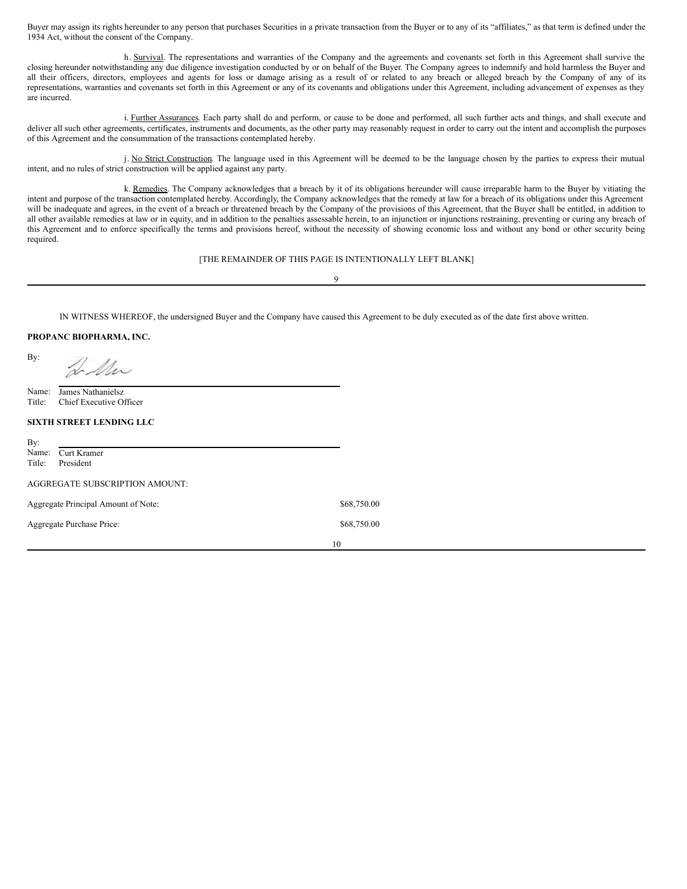Buyer may assign its rights hereunder to any person that purchases Securities in a private transaction from the Buyer or to any of its "affiliates," as that term is defined under the 1934 Act, without the consent of the Company.

h. Survival. The representations and warranties of the Company and the agreements and covenants set forth in this Agreement shall survive the closing hereunder notwithstanding any due diligence investigation conducted by or on behalf of the Buyer. The Company agrees to indemnify and hold harmless the Buyer and all their officers, directors, employees and agents for loss or damage arising as a result of or related to any breach or alleged breach by the Company of any of its representations, warranties and covenants set forth in this Agreement or any of its covenants and obligations under this Agreement, including advancement of expenses as they are incurred.

i. Further Assurances. Each party shall do and perform, or cause to be done and performed, all such further acts and things, and shall execute and deliver all such other agreements, certificates, instruments and documents, as the other party may reasonably request in order to carry out the intent and accomplish the purposes of this Agreement and the consummation of the transactions contemplated hereby.

j. No Strict Construction. The language used in this Agreement will be deemed to be the language chosen by the parties to express their mutual intent, and no rules of strict construction will be applied against any party.

k. Remedies. The Company acknowledges that a breach by it of its obligations hereunder will cause irreparable harm to the Buyer by vitiating the intent and purpose of the transaction contemplated hereby. Accordingly, the Company acknowledges that the remedy at law for a breach of its obligations under this Agreement will be inadequate and agrees, in the event of a breach or threatened breach by the Company of the provisions of this Agreement, that the Buyer shall be entitled, in addition to all other available remedies at law or in equity, and in addition to the penalties assessable herein, to an injunction or injunctions restraining, preventing or curing any breach of this Agreement and to enforce specifically the terms and provisions hereof, without the necessity of showing economic loss and without any bond or other security being required.

[THE REMAINDER OF THIS PAGE IS INTENTIONALLY LEFT BLANK]

IN WITNESS WHEREOF, the undersigned Buyer and the Company have caused this Agreement to be duly executed as of the date first above written.

**PROPANC BIOPHARMA, INC.**

By:

Name: James Nathanielsz
Title: Chief Executive Officer

**SIXTH STREET LENDING LLC**

By:
Name: Curt Kramer
Title: President

AGGREGATE SUBSCRIPTION AMOUNT:

| | |
|---|---|
| Aggregate Principal Amount of Note: | $68,750.00 |
| Aggregate Purchase Price: | $68,750.00 |